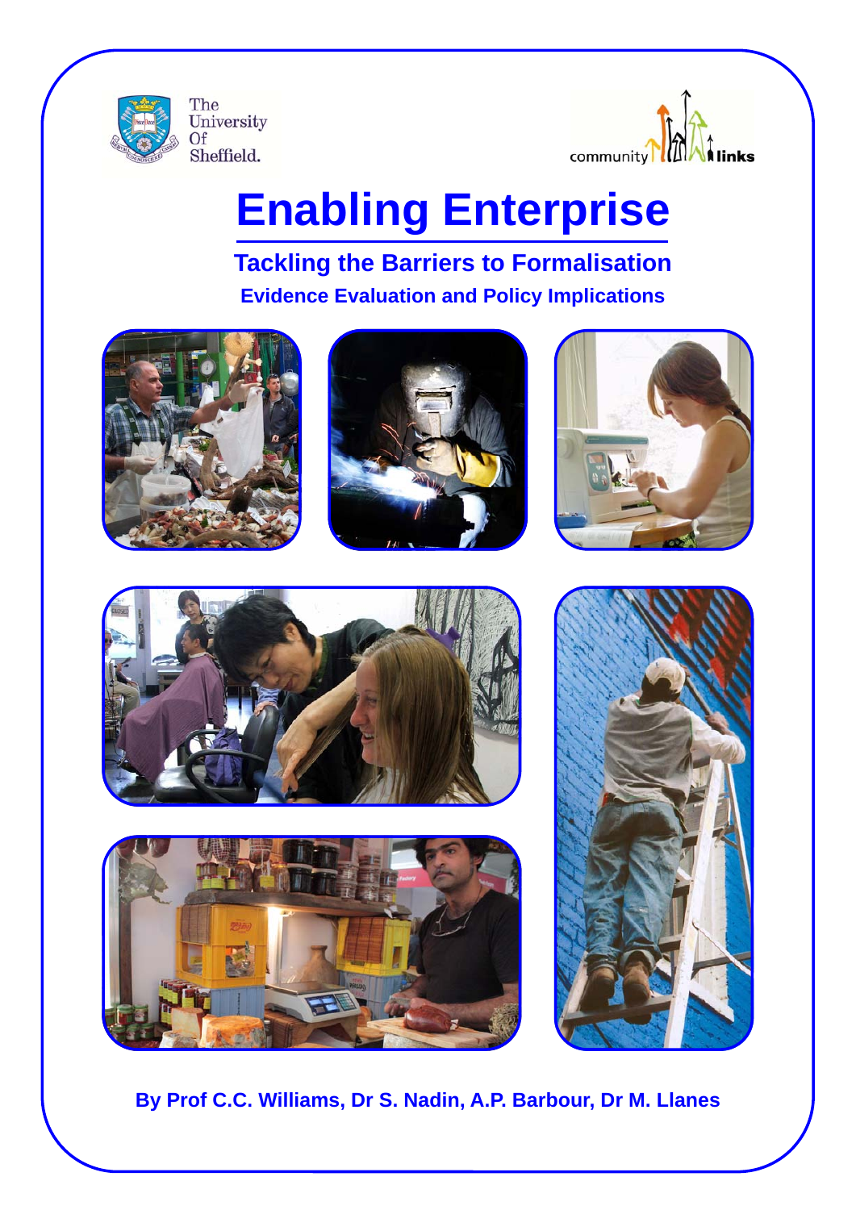The University Of Sheffield.

community links

# Enabling Enterprise

## Tackling the Barriers to Formalisation

### Evidence Evaluation and Policy Implications

**By Prof C.C. Williams, Dr S. Nadin, A.P. Barbour, Dr M. Llanes**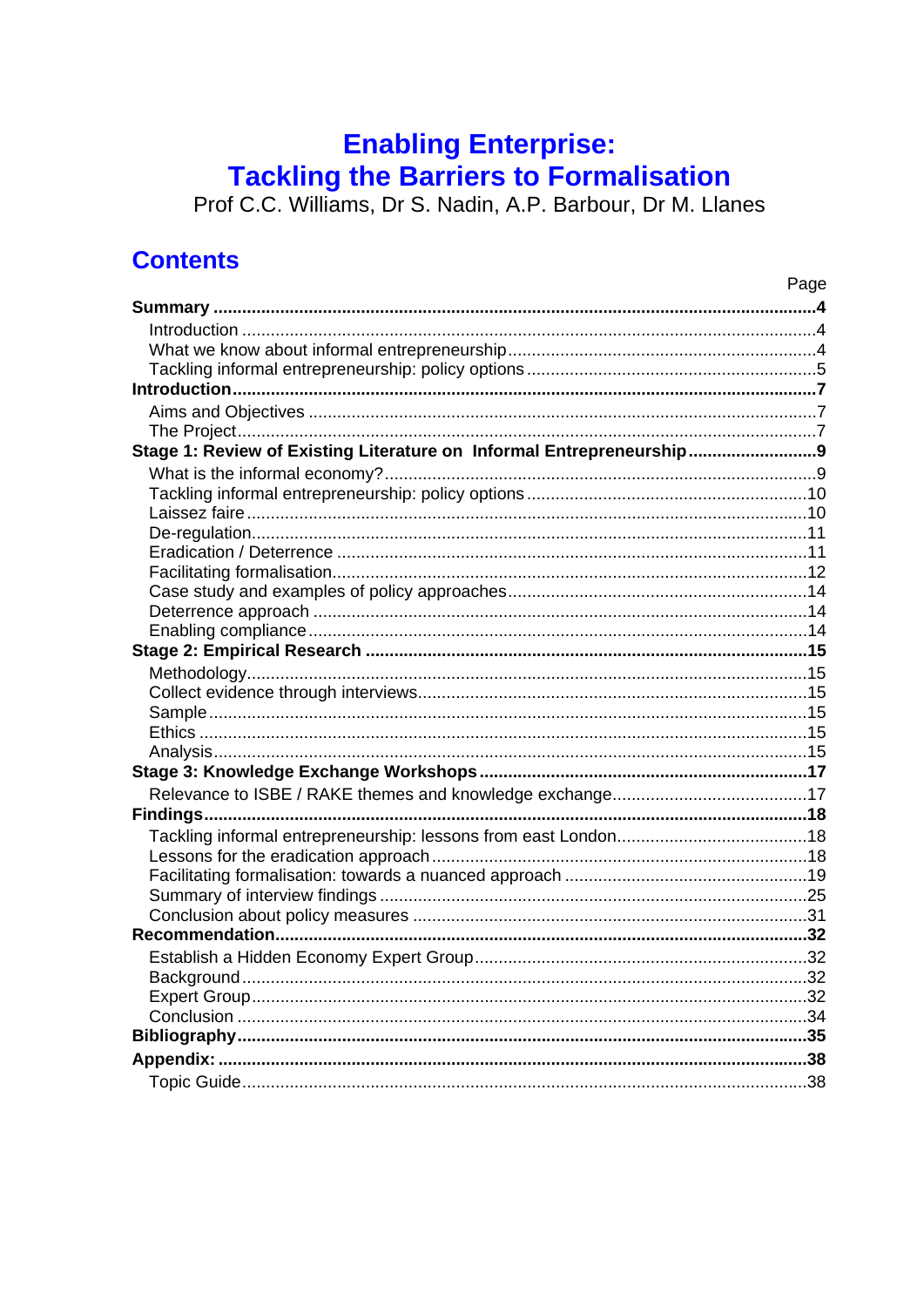# Enabling Enterprise: Tackling the Barriers to Formalisation

Prof C.C. Williams, Dr S. Nadin, A.P. Barbour, Dr M. Llanes

## Contents

| | Page |
|---|---|
| **Summary** | **4** |
| Introduction | 4 |
| What we know about informal entrepreneurship | 4 |
| Tackling informal entrepreneurship: policy options | 5 |
| **Introduction** | **7** |
| Aims and Objectives | 7 |
| The Project | 7 |
| **Stage 1: Review of Existing Literature on Informal Entrepreneurship** | **9** |
| What is the informal economy? | 9 |
| Tackling informal entrepreneurship: policy options | 10 |
| Laissez faire | 10 |
| De-regulation | 11 |
| Eradication / Deterrence | 11 |
| Facilitating formalisation | 12 |
| Case study and examples of policy approaches | 14 |
| Deterrence approach | 14 |
| Enabling compliance | 14 |
| **Stage 2: Empirical Research** | **15** |
| Methodology | 15 |
| Collect evidence through interviews | 15 |
| Sample | 15 |
| Ethics | 15 |
| Analysis | 15 |
| **Stage 3: Knowledge Exchange Workshops** | **17** |
| Relevance to ISBE / RAKE themes and knowledge exchange | 17 |
| **Findings** | **18** |
| Tackling informal entrepreneurship: lessons from east London | 18 |
| Lessons for the eradication approach | 18 |
| Facilitating formalisation: towards a nuanced approach | 19 |
| Summary of interview findings | 25 |
| Conclusion about policy measures | 31 |
| **Recommendation** | **32** |
| Establish a Hidden Economy Expert Group | 32 |
| Background | 32 |
| Expert Group | 32 |
| Conclusion | 34 |
| **Bibliography** | **35** |
| **Appendix:** | **38** |
| Topic Guide | 38 |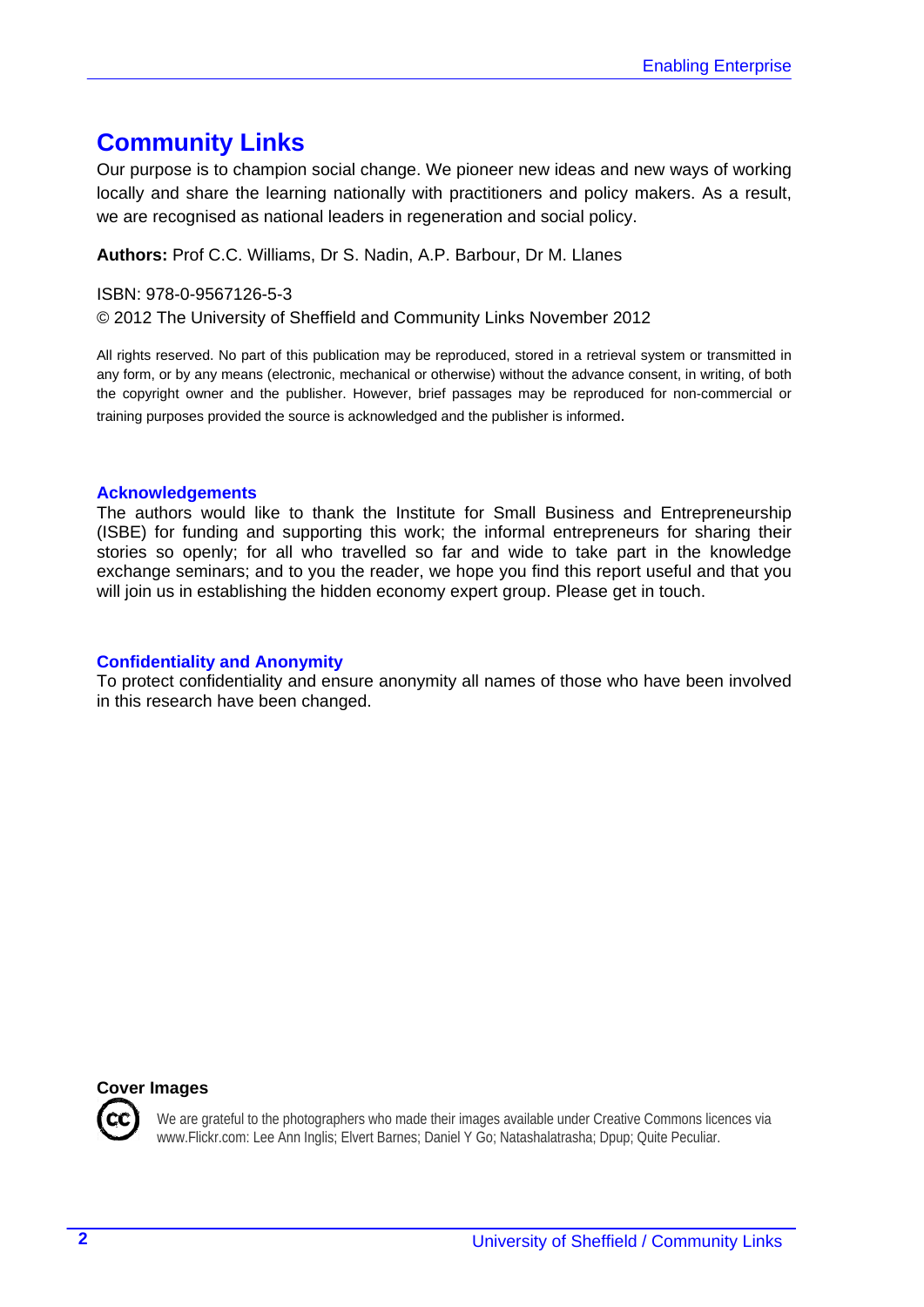# Community Links

Our purpose is to champion social change. We pioneer new ideas and new ways of working locally and share the learning nationally with practitioners and policy makers. As a result, we are recognised as national leaders in regeneration and social policy.

**Authors:** Prof C.C. Williams, Dr S. Nadin, A.P. Barbour, Dr M. Llanes

ISBN: 978-0-9567126-5-3

© 2012 The University of Sheffield and Community Links November 2012

All rights reserved. No part of this publication may be reproduced, stored in a retrieval system or transmitted in any form, or by any means (electronic, mechanical or otherwise) without the advance consent, in writing, of both the copyright owner and the publisher. However, brief passages may be reproduced for non-commercial or training purposes provided the source is acknowledged and the publisher is informed.

### Acknowledgements

The authors would like to thank the Institute for Small Business and Entrepreneurship (ISBE) for funding and supporting this work; the informal entrepreneurs for sharing their stories so openly; for all who travelled so far and wide to take part in the knowledge exchange seminars; and to you the reader, we hope you find this report useful and that you will join us in establishing the hidden economy expert group. Please get in touch.

### Confidentiality and Anonymity

To protect confidentiality and ensure anonymity all names of those who have been involved in this research have been changed.

**Cover Images**

We are grateful to the photographers who made their images available under Creative Commons licences via www.Flickr.com: Lee Ann Inglis; Elvert Barnes; Daniel Y Go; Natashalatrasha; Dpup; Quite Peculiar.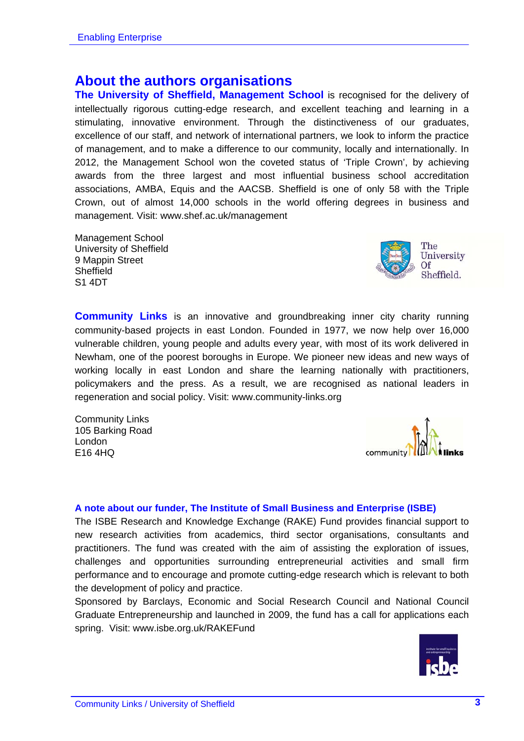## About the authors organisations

**The University of Sheffield, Management School** is recognised for the delivery of intellectually rigorous cutting-edge research, and excellent teaching and learning in a stimulating, innovative environment. Through the distinctiveness of our graduates, excellence of our staff, and network of international partners, we look to inform the practice of management, and to make a difference to our community, locally and internationally. In 2012, the Management School won the coveted status of 'Triple Crown', by achieving awards from the three largest and most influential business school accreditation associations, AMBA, Equis and the AACSB. Sheffield is one of only 58 with the Triple Crown, out of almost 14,000 schools in the world offering degrees in business and management. Visit: www.shef.ac.uk/management

Management School
University of Sheffield
9 Mappin Street
Sheffield
S1 4DT

**Community Links** is an innovative and groundbreaking inner city charity running community-based projects in east London. Founded in 1977, we now help over 16,000 vulnerable children, young people and adults every year, with most of its work delivered in Newham, one of the poorest boroughs in Europe. We pioneer new ideas and new ways of working locally in east London and share the learning nationally with practitioners, policymakers and the press. As a result, we are recognised as national leaders in regeneration and social policy. Visit: www.community-links.org

Community Links
105 Barking Road
London
E16 4HQ

#### A note about our funder, The Institute of Small Business and Enterprise (ISBE)

The ISBE Research and Knowledge Exchange (RAKE) Fund provides financial support to new research activities from academics, third sector organisations, consultants and practitioners. The fund was created with the aim of assisting the exploration of issues, challenges and opportunities surrounding entrepreneurial activities and small firm performance and to encourage and promote cutting-edge research which is relevant to both the development of policy and practice.

Sponsored by Barclays, Economic and Social Research Council and National Council Graduate Entrepreneurship and launched in 2009, the fund has a call for applications each spring. Visit: www.isbe.org.uk/RAKEFund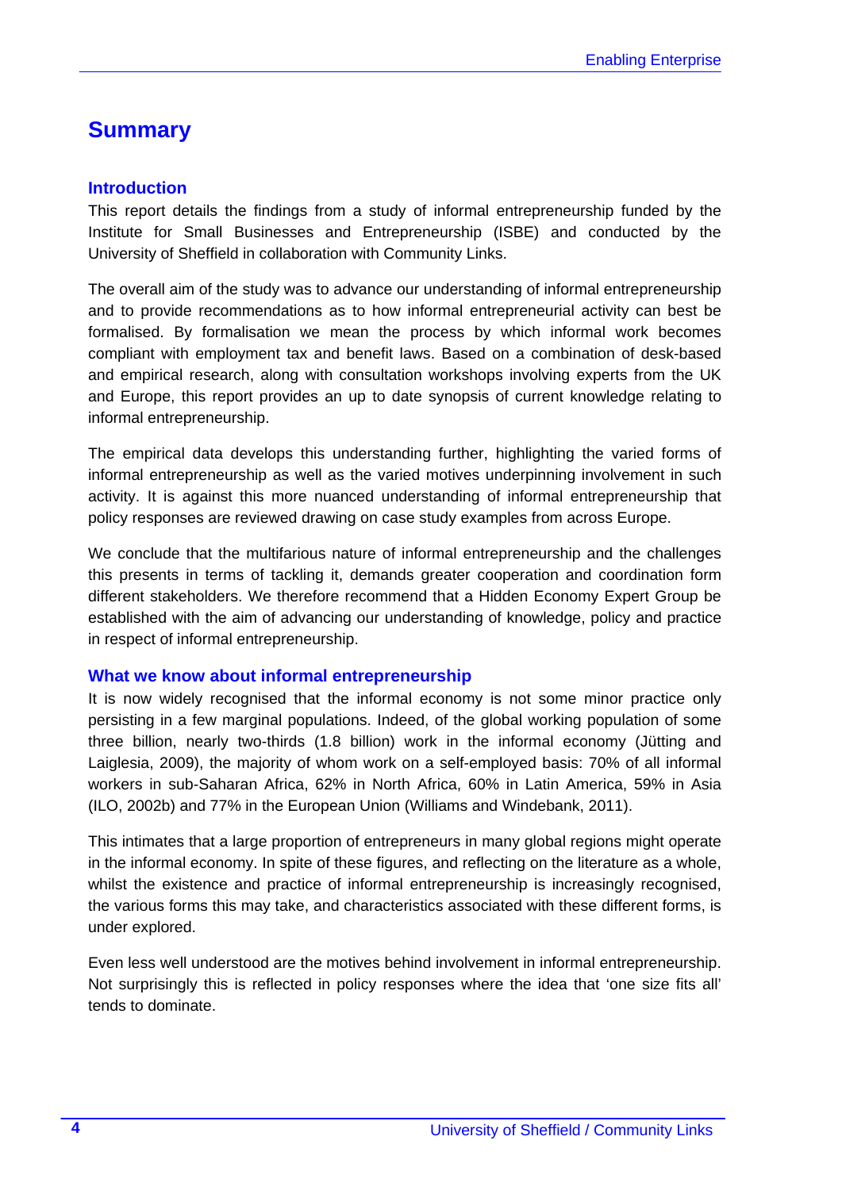# Summary

## Introduction

This report details the findings from a study of informal entrepreneurship funded by the Institute for Small Businesses and Entrepreneurship (ISBE) and conducted by the University of Sheffield in collaboration with Community Links.

The overall aim of the study was to advance our understanding of informal entrepreneurship and to provide recommendations as to how informal entrepreneurial activity can best be formalised. By formalisation we mean the process by which informal work becomes compliant with employment tax and benefit laws. Based on a combination of desk-based and empirical research, along with consultation workshops involving experts from the UK and Europe, this report provides an up to date synopsis of current knowledge relating to informal entrepreneurship.

The empirical data develops this understanding further, highlighting the varied forms of informal entrepreneurship as well as the varied motives underpinning involvement in such activity. It is against this more nuanced understanding of informal entrepreneurship that policy responses are reviewed drawing on case study examples from across Europe.

We conclude that the multifarious nature of informal entrepreneurship and the challenges this presents in terms of tackling it, demands greater cooperation and coordination form different stakeholders. We therefore recommend that a Hidden Economy Expert Group be established with the aim of advancing our understanding of knowledge, policy and practice in respect of informal entrepreneurship.

## What we know about informal entrepreneurship

It is now widely recognised that the informal economy is not some minor practice only persisting in a few marginal populations. Indeed, of the global working population of some three billion, nearly two-thirds (1.8 billion) work in the informal economy (Jütting and Laiglesia, 2009), the majority of whom work on a self-employed basis: 70% of all informal workers in sub-Saharan Africa, 62% in North Africa, 60% in Latin America, 59% in Asia (ILO, 2002b) and 77% in the European Union (Williams and Windebank, 2011).

This intimates that a large proportion of entrepreneurs in many global regions might operate in the informal economy. In spite of these figures, and reflecting on the literature as a whole, whilst the existence and practice of informal entrepreneurship is increasingly recognised, the various forms this may take, and characteristics associated with these different forms, is under explored.

Even less well understood are the motives behind involvement in informal entrepreneurship. Not surprisingly this is reflected in policy responses where the idea that 'one size fits all' tends to dominate.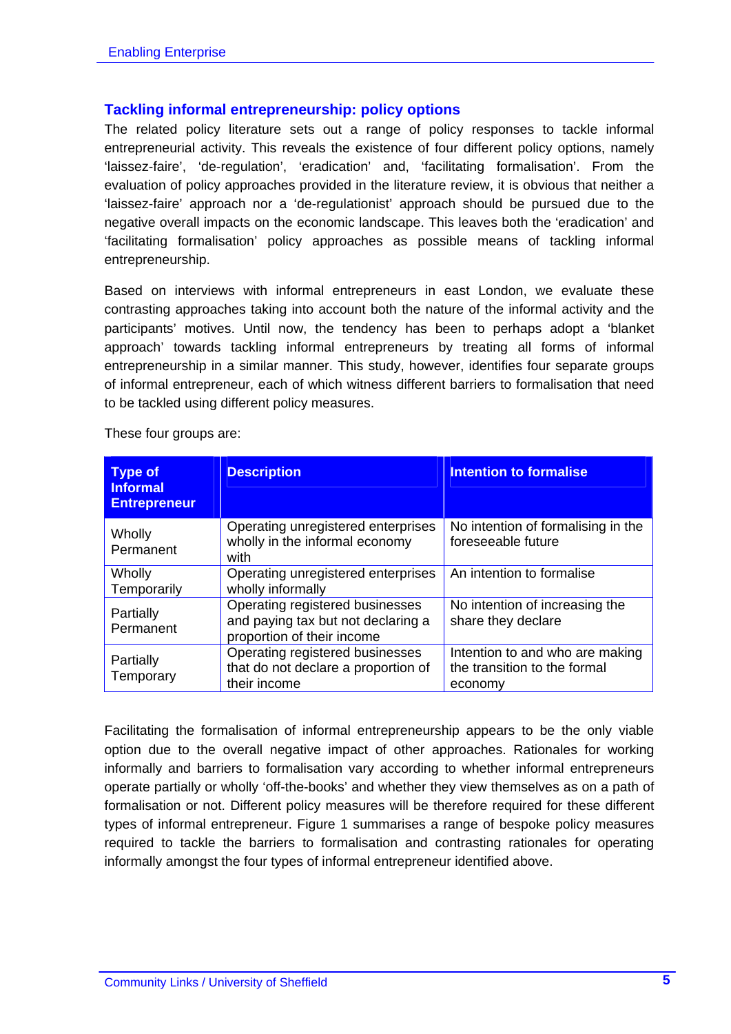## Tackling informal entrepreneurship: policy options

The related policy literature sets out a range of policy responses to tackle informal entrepreneurial activity. This reveals the existence of four different policy options, namely 'laissez-faire', 'de-regulation', 'eradication' and, 'facilitating formalisation'. From the evaluation of policy approaches provided in the literature review, it is obvious that neither a 'laissez-faire' approach nor a 'de-regulationist' approach should be pursued due to the negative overall impacts on the economic landscape. This leaves both the 'eradication' and 'facilitating formalisation' policy approaches as possible means of tackling informal entrepreneurship.

Based on interviews with informal entrepreneurs in east London, we evaluate these contrasting approaches taking into account both the nature of the informal activity and the participants' motives. Until now, the tendency has been to perhaps adopt a 'blanket approach' towards tackling informal entrepreneurs by treating all forms of informal entrepreneurship in a similar manner. This study, however, identifies four separate groups of informal entrepreneur, each of which witness different barriers to formalisation that need to be tackled using different policy measures.

These four groups are:

| Type of Informal Entrepreneur | Description | Intention to formalise |
|---|---|---|
| Wholly Permanent | Operating unregistered enterprises wholly in the informal economy with | No intention of formalising in the foreseeable future |
| Wholly Temporarily | Operating unregistered enterprises wholly informally | An intention to formalise |
| Partially Permanent | Operating registered businesses and paying tax but not declaring a proportion of their income | No intention of increasing the share they declare |
| Partially Temporary | Operating registered businesses that do not declare a proportion of their income | Intention to and who are making the transition to the formal economy |

Facilitating the formalisation of informal entrepreneurship appears to be the only viable option due to the overall negative impact of other approaches. Rationales for working informally and barriers to formalisation vary according to whether informal entrepreneurs operate partially or wholly 'off-the-books' and whether they view themselves as on a path of formalisation or not. Different policy measures will be therefore required for these different types of informal entrepreneur. Figure 1 summarises a range of bespoke policy measures required to tackle the barriers to formalisation and contrasting rationales for operating informally amongst the four types of informal entrepreneur identified above.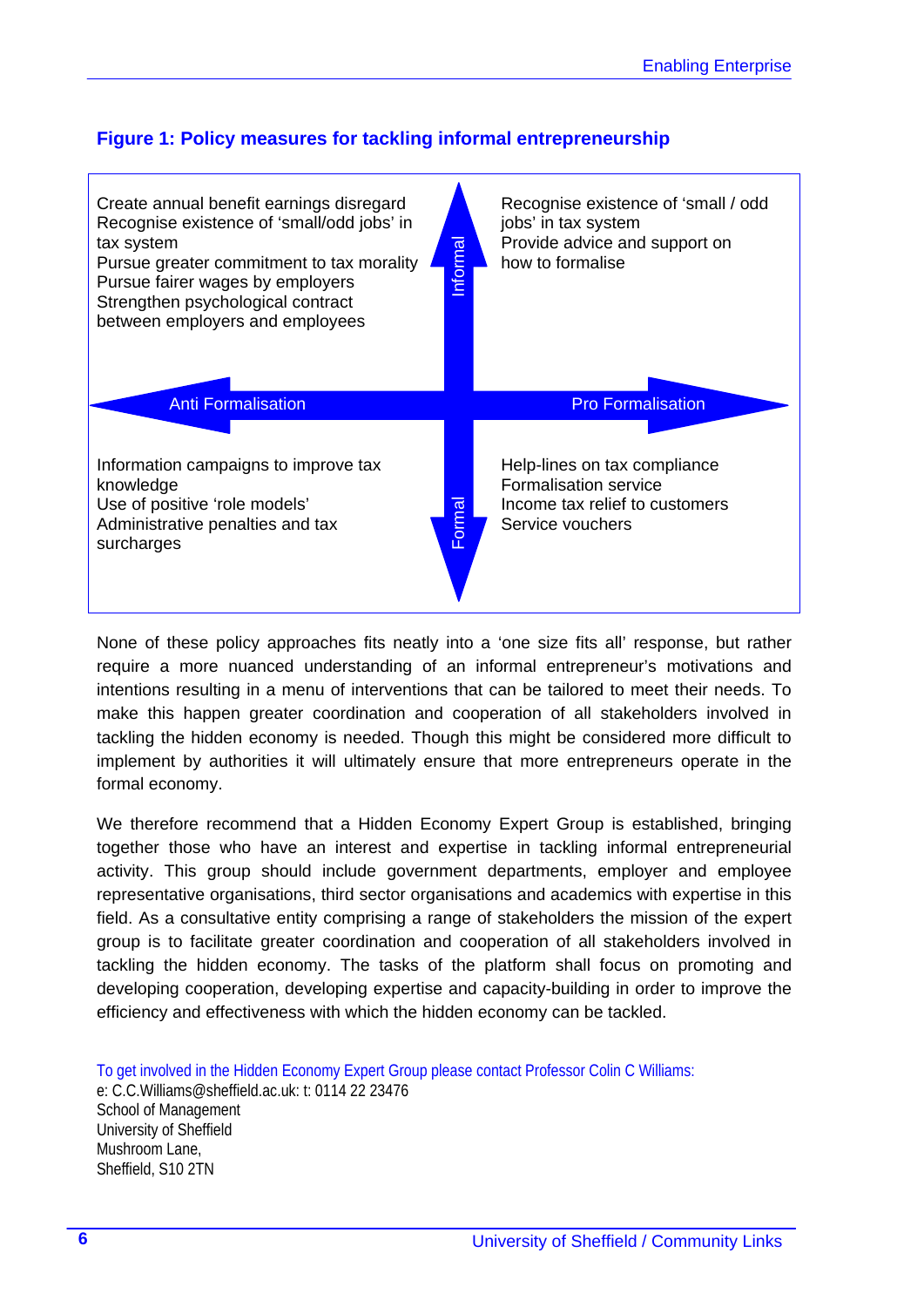### Figure 1: Policy measures for tackling informal entrepreneurship

| | Anti Formalisation | Pro Formalisation |
|---|---|---|
| **Informal** | Create annual benefit earnings disregard<br>Recognise existence of 'small/odd jobs' in tax system<br>Pursue greater commitment to tax morality<br>Pursue fairer wages by employers<br>Strengthen psychological contract between employers and employees | Recognise existence of 'small / odd jobs' in tax system<br>Provide advice and support on how to formalise |
| **Formal** | Information campaigns to improve tax knowledge<br>Use of positive 'role models'<br>Administrative penalties and tax surcharges | Help-lines on tax compliance<br>Formalisation service<br>Income tax relief to customers<br>Service vouchers |

None of these policy approaches fits neatly into a 'one size fits all' response, but rather require a more nuanced understanding of an informal entrepreneur's motivations and intentions resulting in a menu of interventions that can be tailored to meet their needs. To make this happen greater coordination and cooperation of all stakeholders involved in tackling the hidden economy is needed. Though this might be considered more difficult to implement by authorities it will ultimately ensure that more entrepreneurs operate in the formal economy.

We therefore recommend that a Hidden Economy Expert Group is established, bringing together those who have an interest and expertise in tackling informal entrepreneurial activity. This group should include government departments, employer and employee representative organisations, third sector organisations and academics with expertise in this field. As a consultative entity comprising a range of stakeholders the mission of the expert group is to facilitate greater coordination and cooperation of all stakeholders involved in tackling the hidden economy. The tasks of the platform shall focus on promoting and developing cooperation, developing expertise and capacity-building in order to improve the efficiency and effectiveness with which the hidden economy can be tackled.

To get involved in the Hidden Economy Expert Group please contact Professor Colin C Williams:
e: C.C.Williams@sheffield.ac.uk: t: 0114 22 23476
School of Management
University of Sheffield
Mushroom Lane,
Sheffield, S10 2TN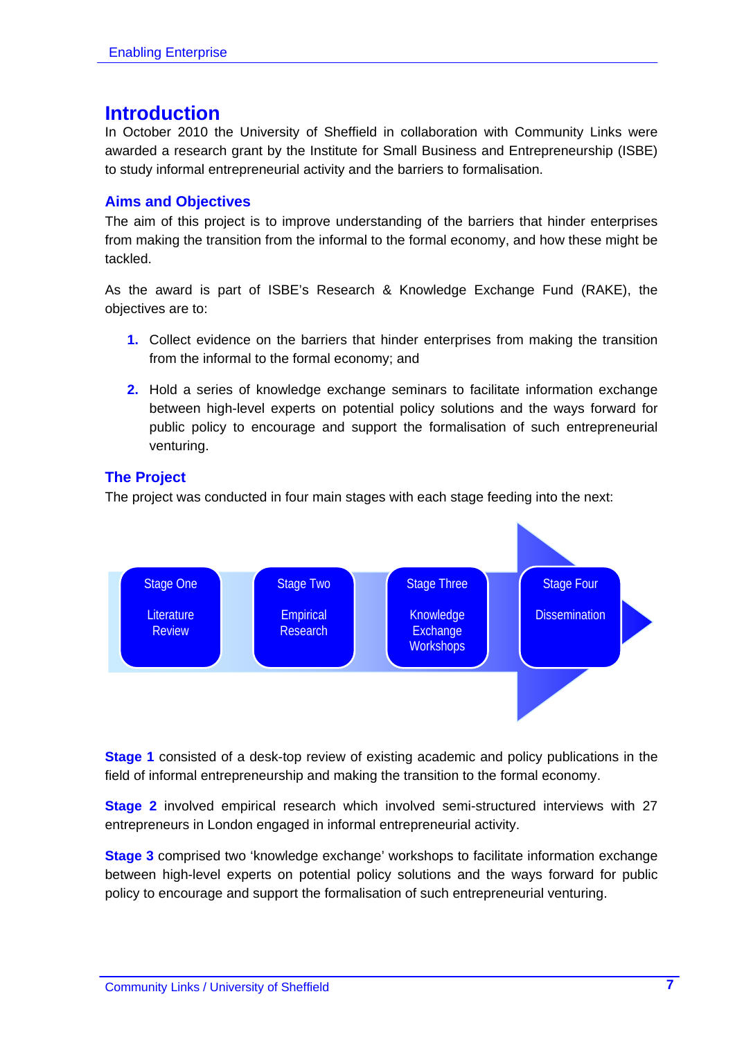# Introduction

In October 2010 the University of Sheffield in collaboration with Community Links were awarded a research grant by the Institute for Small Business and Entrepreneurship (ISBE) to study informal entrepreneurial activity and the barriers to formalisation.

## Aims and Objectives

The aim of this project is to improve understanding of the barriers that hinder enterprises from making the transition from the informal to the formal economy, and how these might be tackled.

As the award is part of ISBE's Research & Knowledge Exchange Fund (RAKE), the objectives are to:

1. Collect evidence on the barriers that hinder enterprises from making the transition from the informal to the formal economy; and

2. Hold a series of knowledge exchange seminars to facilitate information exchange between high-level experts on potential policy solutions and the ways forward for public policy to encourage and support the formalisation of such entrepreneurial venturing.

## The Project

The project was conducted in four main stages with each stage feeding into the next:

Stage One: Literature Review → Stage Two: Empirical Research → Stage Three: Knowledge Exchange Workshops → Stage Four: Dissemination

**Stage 1** consisted of a desk-top review of existing academic and policy publications in the field of informal entrepreneurship and making the transition to the formal economy.

**Stage 2** involved empirical research which involved semi-structured interviews with 27 entrepreneurs in London engaged in informal entrepreneurial activity.

**Stage 3** comprised two 'knowledge exchange' workshops to facilitate information exchange between high-level experts on potential policy solutions and the ways forward for public policy to encourage and support the formalisation of such entrepreneurial venturing.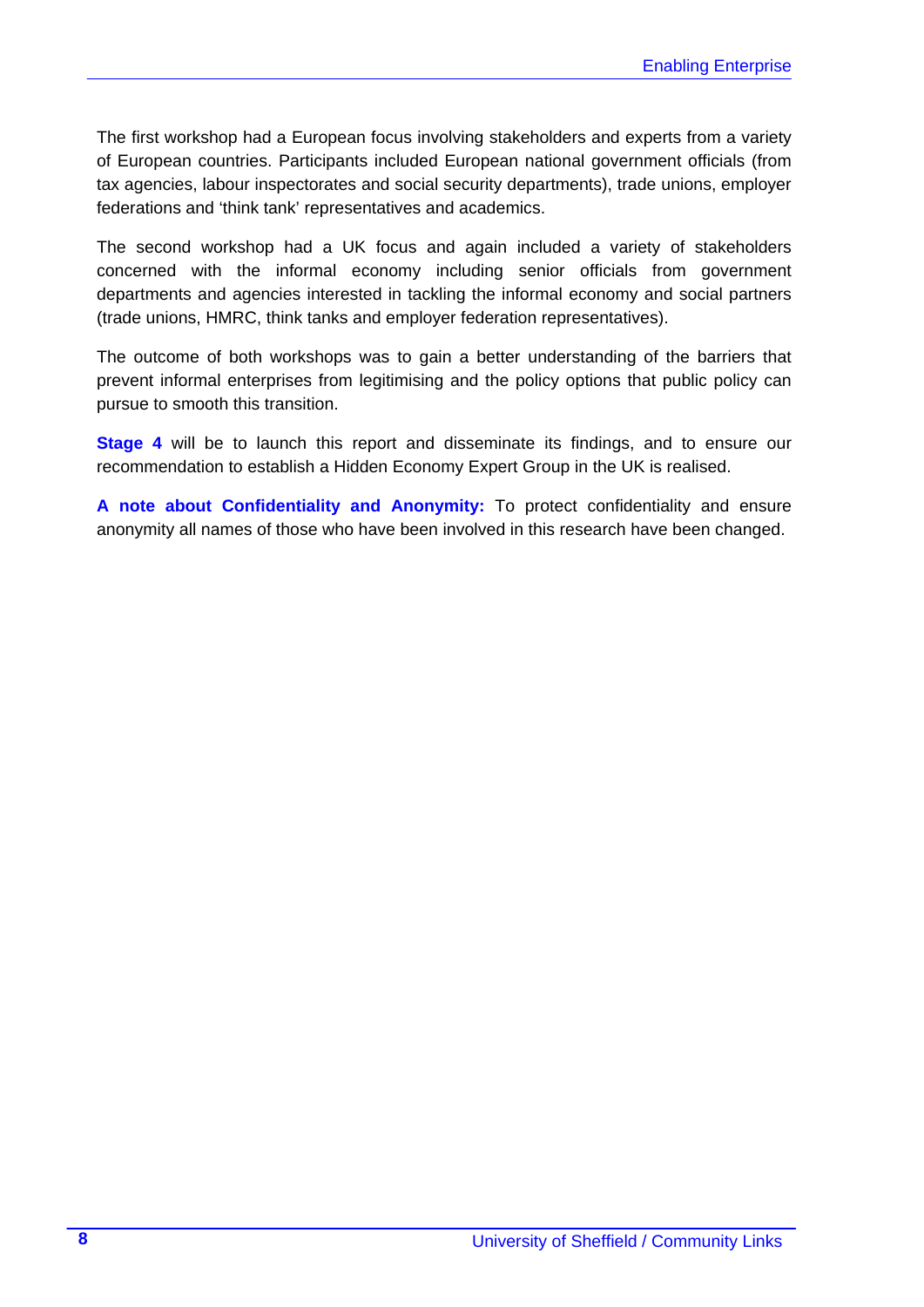The first workshop had a European focus involving stakeholders and experts from a variety of European countries. Participants included European national government officials (from tax agencies, labour inspectorates and social security departments), trade unions, employer federations and 'think tank' representatives and academics.

The second workshop had a UK focus and again included a variety of stakeholders concerned with the informal economy including senior officials from government departments and agencies interested in tackling the informal economy and social partners (trade unions, HMRC, think tanks and employer federation representatives).

The outcome of both workshops was to gain a better understanding of the barriers that prevent informal enterprises from legitimising and the policy options that public policy can pursue to smooth this transition.

**Stage 4** will be to launch this report and disseminate its findings, and to ensure our recommendation to establish a Hidden Economy Expert Group in the UK is realised.

**A note about Confidentiality and Anonymity:** To protect confidentiality and ensure anonymity all names of those who have been involved in this research have been changed.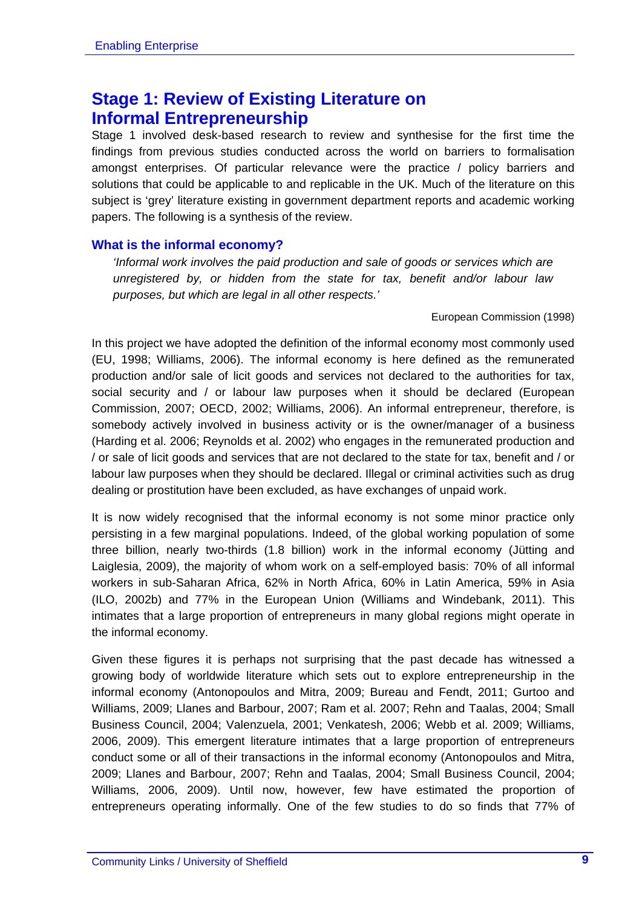## Stage 1: Review of Existing Literature on Informal Entrepreneurship

Stage 1 involved desk-based research to review and synthesise for the first time the findings from previous studies conducted across the world on barriers to formalisation amongst enterprises. Of particular relevance were the practice / policy barriers and solutions that could be applicable to and replicable in the UK. Much of the literature on this subject is 'grey' literature existing in government department reports and academic working papers. The following is a synthesis of the review.

### What is the informal economy?

> *'Informal work involves the paid production and sale of goods or services which are unregistered by, or hidden from the state for tax, benefit and/or labour law purposes, but which are legal in all other respects.'*
>
> European Commission (1998)

In this project we have adopted the definition of the informal economy most commonly used (EU, 1998; Williams, 2006). The informal economy is here defined as the remunerated production and/or sale of licit goods and services not declared to the authorities for tax, social security and / or labour law purposes when it should be declared (European Commission, 2007; OECD, 2002; Williams, 2006). An informal entrepreneur, therefore, is somebody actively involved in business activity or is the owner/manager of a business (Harding et al. 2006; Reynolds et al. 2002) who engages in the remunerated production and / or sale of licit goods and services that are not declared to the state for tax, benefit and / or labour law purposes when they should be declared. Illegal or criminal activities such as drug dealing or prostitution have been excluded, as have exchanges of unpaid work.

It is now widely recognised that the informal economy is not some minor practice only persisting in a few marginal populations. Indeed, of the global working population of some three billion, nearly two-thirds (1.8 billion) work in the informal economy (Jütting and Laiglesia, 2009), the majority of whom work on a self-employed basis: 70% of all informal workers in sub-Saharan Africa, 62% in North Africa, 60% in Latin America, 59% in Asia (ILO, 2002b) and 77% in the European Union (Williams and Windebank, 2011). This intimates that a large proportion of entrepreneurs in many global regions might operate in the informal economy.

Given these figures it is perhaps not surprising that the past decade has witnessed a growing body of worldwide literature which sets out to explore entrepreneurship in the informal economy (Antonopoulos and Mitra, 2009; Bureau and Fendt, 2011; Gurtoo and Williams, 2009; Llanes and Barbour, 2007; Ram et al. 2007; Rehn and Taalas, 2004; Small Business Council, 2004; Valenzuela, 2001; Venkatesh, 2006; Webb et al. 2009; Williams, 2006, 2009). This emergent literature intimates that a large proportion of entrepreneurs conduct some or all of their transactions in the informal economy (Antonopoulos and Mitra, 2009; Llanes and Barbour, 2007; Rehn and Taalas, 2004; Small Business Council, 2004; Williams, 2006, 2009). Until now, however, few have estimated the proportion of entrepreneurs operating informally. One of the few studies to do so finds that 77% of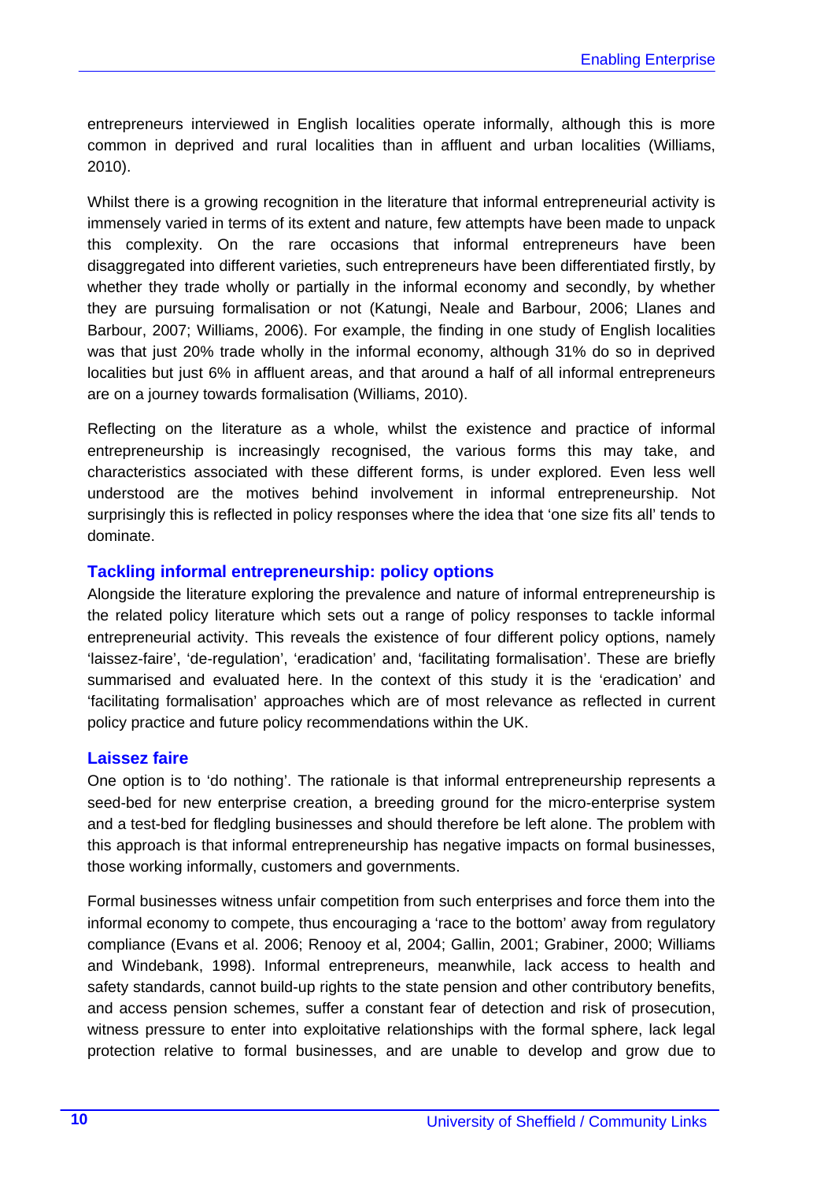entrepreneurs interviewed in English localities operate informally, although this is more common in deprived and rural localities than in affluent and urban localities (Williams, 2010).

Whilst there is a growing recognition in the literature that informal entrepreneurial activity is immensely varied in terms of its extent and nature, few attempts have been made to unpack this complexity. On the rare occasions that informal entrepreneurs have been disaggregated into different varieties, such entrepreneurs have been differentiated firstly, by whether they trade wholly or partially in the informal economy and secondly, by whether they are pursuing formalisation or not (Katungi, Neale and Barbour, 2006; Llanes and Barbour, 2007; Williams, 2006). For example, the finding in one study of English localities was that just 20% trade wholly in the informal economy, although 31% do so in deprived localities but just 6% in affluent areas, and that around a half of all informal entrepreneurs are on a journey towards formalisation (Williams, 2010).

Reflecting on the literature as a whole, whilst the existence and practice of informal entrepreneurship is increasingly recognised, the various forms this may take, and characteristics associated with these different forms, is under explored. Even less well understood are the motives behind involvement in informal entrepreneurship. Not surprisingly this is reflected in policy responses where the idea that 'one size fits all' tends to dominate.

## Tackling informal entrepreneurship: policy options

Alongside the literature exploring the prevalence and nature of informal entrepreneurship is the related policy literature which sets out a range of policy responses to tackle informal entrepreneurial activity. This reveals the existence of four different policy options, namely 'laissez-faire', 'de-regulation', 'eradication' and, 'facilitating formalisation'. These are briefly summarised and evaluated here. In the context of this study it is the 'eradication' and 'facilitating formalisation' approaches which are of most relevance as reflected in current policy practice and future policy recommendations within the UK.

### Laissez faire

One option is to 'do nothing'. The rationale is that informal entrepreneurship represents a seed-bed for new enterprise creation, a breeding ground for the micro-enterprise system and a test-bed for fledgling businesses and should therefore be left alone. The problem with this approach is that informal entrepreneurship has negative impacts on formal businesses, those working informally, customers and governments.

Formal businesses witness unfair competition from such enterprises and force them into the informal economy to compete, thus encouraging a 'race to the bottom' away from regulatory compliance (Evans et al. 2006; Renooy et al, 2004; Gallin, 2001; Grabiner, 2000; Williams and Windebank, 1998). Informal entrepreneurs, meanwhile, lack access to health and safety standards, cannot build-up rights to the state pension and other contributory benefits, and access pension schemes, suffer a constant fear of detection and risk of prosecution, witness pressure to enter into exploitative relationships with the formal sphere, lack legal protection relative to formal businesses, and are unable to develop and grow due to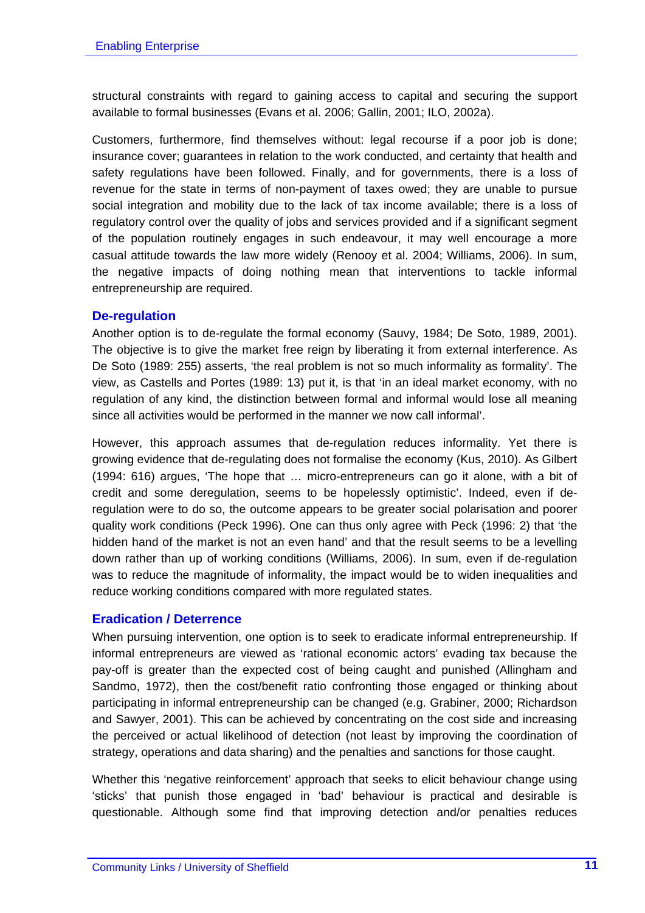structural constraints with regard to gaining access to capital and securing the support available to formal businesses (Evans et al. 2006; Gallin, 2001; ILO, 2002a).

Customers, furthermore, find themselves without: legal recourse if a poor job is done; insurance cover; guarantees in relation to the work conducted, and certainty that health and safety regulations have been followed. Finally, and for governments, there is a loss of revenue for the state in terms of non-payment of taxes owed; they are unable to pursue social integration and mobility due to the lack of tax income available; there is a loss of regulatory control over the quality of jobs and services provided and if a significant segment of the population routinely engages in such endeavour, it may well encourage a more casual attitude towards the law more widely (Renooy et al. 2004; Williams, 2006). In sum, the negative impacts of doing nothing mean that interventions to tackle informal entrepreneurship are required.

### De-regulation

Another option is to de-regulate the formal economy (Sauvy, 1984; De Soto, 1989, 2001). The objective is to give the market free reign by liberating it from external interference. As De Soto (1989: 255) asserts, 'the real problem is not so much informality as formality'. The view, as Castells and Portes (1989: 13) put it, is that 'in an ideal market economy, with no regulation of any kind, the distinction between formal and informal would lose all meaning since all activities would be performed in the manner we now call informal'.

However, this approach assumes that de-regulation reduces informality. Yet there is growing evidence that de-regulating does not formalise the economy (Kus, 2010). As Gilbert (1994: 616) argues, 'The hope that … micro-entrepreneurs can go it alone, with a bit of credit and some deregulation, seems to be hopelessly optimistic'. Indeed, even if de-regulation were to do so, the outcome appears to be greater social polarisation and poorer quality work conditions (Peck 1996). One can thus only agree with Peck (1996: 2) that 'the hidden hand of the market is not an even hand' and that the result seems to be a levelling down rather than up of working conditions (Williams, 2006). In sum, even if de-regulation was to reduce the magnitude of informality, the impact would be to widen inequalities and reduce working conditions compared with more regulated states.

### Eradication / Deterrence

When pursuing intervention, one option is to seek to eradicate informal entrepreneurship. If informal entrepreneurs are viewed as 'rational economic actors' evading tax because the pay-off is greater than the expected cost of being caught and punished (Allingham and Sandmo, 1972), then the cost/benefit ratio confronting those engaged or thinking about participating in informal entrepreneurship can be changed (e.g. Grabiner, 2000; Richardson and Sawyer, 2001). This can be achieved by concentrating on the cost side and increasing the perceived or actual likelihood of detection (not least by improving the coordination of strategy, operations and data sharing) and the penalties and sanctions for those caught.

Whether this 'negative reinforcement' approach that seeks to elicit behaviour change using 'sticks' that punish those engaged in 'bad' behaviour is practical and desirable is questionable. Although some find that improving detection and/or penalties reduces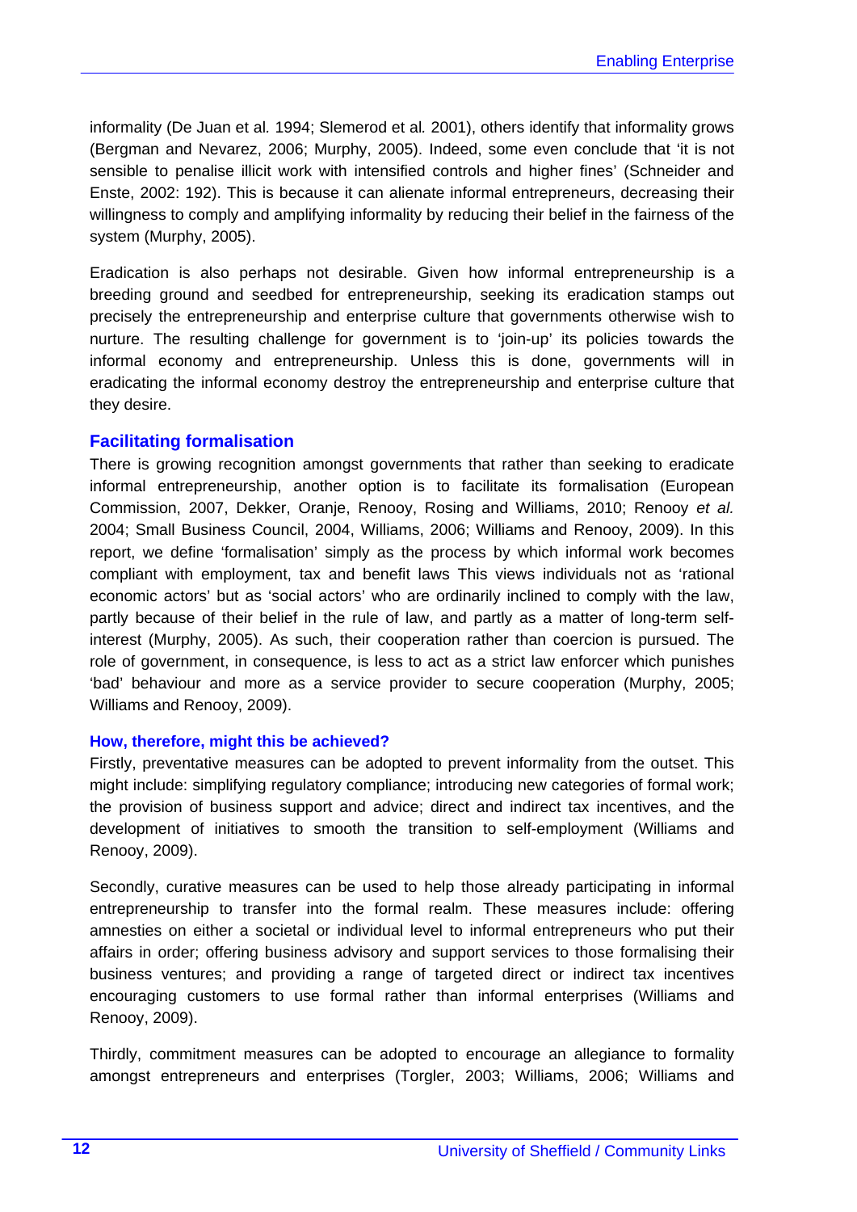informality (De Juan et al*.* 1994; Slemerod et al*.* 2001), others identify that informality grows (Bergman and Nevarez, 2006; Murphy, 2005). Indeed, some even conclude that 'it is not sensible to penalise illicit work with intensified controls and higher fines' (Schneider and Enste, 2002: 192). This is because it can alienate informal entrepreneurs, decreasing their willingness to comply and amplifying informality by reducing their belief in the fairness of the system (Murphy, 2005).

Eradication is also perhaps not desirable. Given how informal entrepreneurship is a breeding ground and seedbed for entrepreneurship, seeking its eradication stamps out precisely the entrepreneurship and enterprise culture that governments otherwise wish to nurture. The resulting challenge for government is to 'join-up' its policies towards the informal economy and entrepreneurship. Unless this is done, governments will in eradicating the informal economy destroy the entrepreneurship and enterprise culture that they desire.

## Facilitating formalisation

There is growing recognition amongst governments that rather than seeking to eradicate informal entrepreneurship, another option is to facilitate its formalisation (European Commission, 2007, Dekker, Oranje, Renooy, Rosing and Williams, 2010; Renooy *et al.* 2004; Small Business Council, 2004, Williams, 2006; Williams and Renooy, 2009). In this report, we define 'formalisation' simply as the process by which informal work becomes compliant with employment, tax and benefit laws This views individuals not as 'rational economic actors' but as 'social actors' who are ordinarily inclined to comply with the law, partly because of their belief in the rule of law, and partly as a matter of long-term self-interest (Murphy, 2005). As such, their cooperation rather than coercion is pursued. The role of government, in consequence, is less to act as a strict law enforcer which punishes 'bad' behaviour and more as a service provider to secure cooperation (Murphy, 2005; Williams and Renooy, 2009).

### How, therefore, might this be achieved?

Firstly, preventative measures can be adopted to prevent informality from the outset. This might include: simplifying regulatory compliance; introducing new categories of formal work; the provision of business support and advice; direct and indirect tax incentives, and the development of initiatives to smooth the transition to self-employment (Williams and Renooy, 2009).

Secondly, curative measures can be used to help those already participating in informal entrepreneurship to transfer into the formal realm. These measures include: offering amnesties on either a societal or individual level to informal entrepreneurs who put their affairs in order; offering business advisory and support services to those formalising their business ventures; and providing a range of targeted direct or indirect tax incentives encouraging customers to use formal rather than informal enterprises (Williams and Renooy, 2009).

Thirdly, commitment measures can be adopted to encourage an allegiance to formality amongst entrepreneurs and enterprises (Torgler, 2003; Williams, 2006; Williams and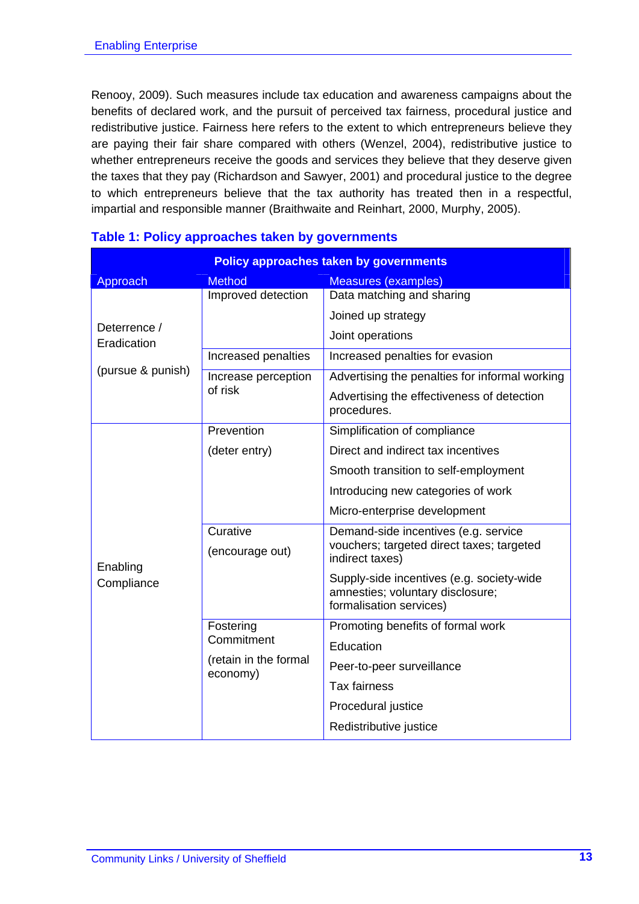Renooy, 2009). Such measures include tax education and awareness campaigns about the benefits of declared work, and the pursuit of perceived tax fairness, procedural justice and redistributive justice. Fairness here refers to the extent to which entrepreneurs believe they are paying their fair share compared with others (Wenzel, 2004), redistributive justice to whether entrepreneurs receive the goods and services they believe that they deserve given the taxes that they pay (Richardson and Sawyer, 2001) and procedural justice to the degree to which entrepreneurs believe that the tax authority has treated then in a respectful, impartial and responsible manner (Braithwaite and Reinhart, 2000, Murphy, 2005).

### Table 1: Policy approaches taken by governments

| Policy approaches taken by governments | | |
|---|---|---|
| Approach | Method | Measures (examples) |
| Deterrence / Eradication (pursue & punish) | Improved detection | Data matching and sharing<br>Joined up strategy<br>Joint operations |
| | Increased penalties | Increased penalties for evasion |
| | Increase perception of risk | Advertising the penalties for informal working<br>Advertising the effectiveness of detection procedures. |
| Enabling Compliance | Prevention (deter entry) | Simplification of compliance<br>Direct and indirect tax incentives<br>Smooth transition to self-employment<br>Introducing new categories of work<br>Micro-enterprise development |
| | Curative (encourage out) | Demand-side incentives (e.g. service vouchers; targeted direct taxes; targeted indirect taxes)<br>Supply-side incentives (e.g. society-wide amnesties; voluntary disclosure; formalisation services) |
| | Fostering Commitment (retain in the formal economy) | Promoting benefits of formal work<br>Education<br>Peer-to-peer surveillance<br>Tax fairness<br>Procedural justice<br>Redistributive justice |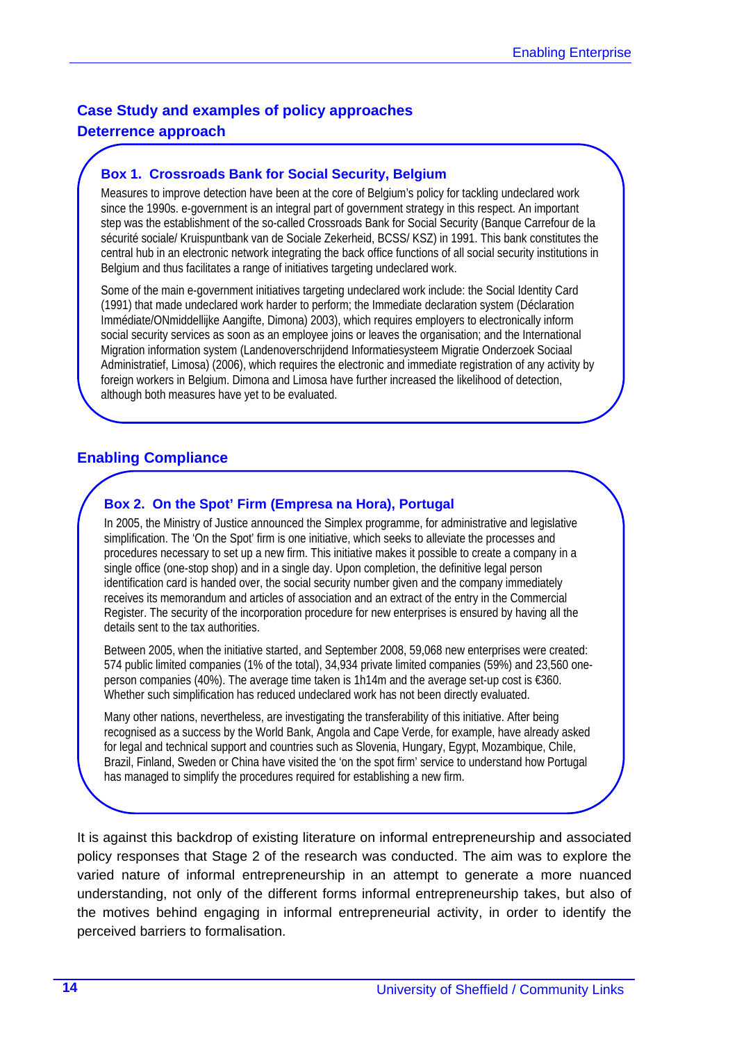## Case Study and examples of policy approaches

### Deterrence approach

**Box 1. Crossroads Bank for Social Security, Belgium**

Measures to improve detection have been at the core of Belgium's policy for tackling undeclared work since the 1990s. e-government is an integral part of government strategy in this respect. An important step was the establishment of the so-called Crossroads Bank for Social Security (Banque Carrefour de la sécurité sociale/ Kruispuntbank van de Sociale Zekerheid, BCSS/ KSZ) in 1991. This bank constitutes the central hub in an electronic network integrating the back office functions of all social security institutions in Belgium and thus facilitates a range of initiatives targeting undeclared work.

Some of the main e-government initiatives targeting undeclared work include: the Social Identity Card (1991) that made undeclared work harder to perform; the Immediate declaration system (Déclaration Immédiate/ONmiddellijke Aangifte, Dimona) 2003), which requires employers to electronically inform social security services as soon as an employee joins or leaves the organisation; and the International Migration information system (Landenoverschrijdend Informatiesysteem Migratie Onderzoek Sociaal Administratief, Limosa) (2006), which requires the electronic and immediate registration of any activity by foreign workers in Belgium. Dimona and Limosa have further increased the likelihood of detection, although both measures have yet to be evaluated.

### Enabling Compliance

**Box 2. On the Spot' Firm (Empresa na Hora), Portugal**

In 2005, the Ministry of Justice announced the Simplex programme, for administrative and legislative simplification. The 'On the Spot' firm is one initiative, which seeks to alleviate the processes and procedures necessary to set up a new firm. This initiative makes it possible to create a company in a single office (one-stop shop) and in a single day. Upon completion, the definitive legal person identification card is handed over, the social security number given and the company immediately receives its memorandum and articles of association and an extract of the entry in the Commercial Register. The security of the incorporation procedure for new enterprises is ensured by having all the details sent to the tax authorities.

Between 2005, when the initiative started, and September 2008, 59,068 new enterprises were created: 574 public limited companies (1% of the total), 34,934 private limited companies (59%) and 23,560 one-person companies (40%). The average time taken is 1h14m and the average set-up cost is €360. Whether such simplification has reduced undeclared work has not been directly evaluated.

Many other nations, nevertheless, are investigating the transferability of this initiative. After being recognised as a success by the World Bank, Angola and Cape Verde, for example, have already asked for legal and technical support and countries such as Slovenia, Hungary, Egypt, Mozambique, Chile, Brazil, Finland, Sweden or China have visited the 'on the spot firm' service to understand how Portugal has managed to simplify the procedures required for establishing a new firm.

It is against this backdrop of existing literature on informal entrepreneurship and associated policy responses that Stage 2 of the research was conducted. The aim was to explore the varied nature of informal entrepreneurship in an attempt to generate a more nuanced understanding, not only of the different forms informal entrepreneurship takes, but also of the motives behind engaging in informal entrepreneurial activity, in order to identify the perceived barriers to formalisation.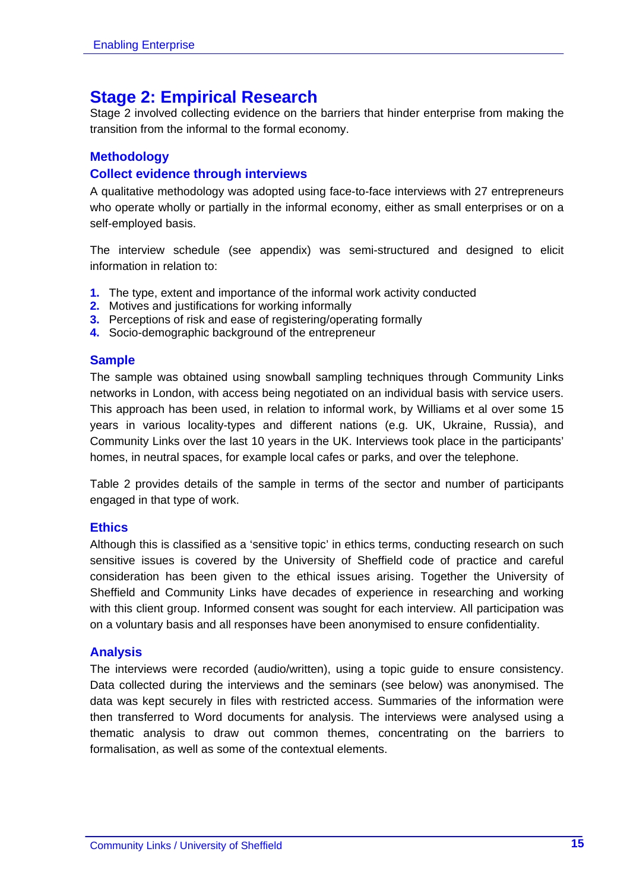## Stage 2: Empirical Research

Stage 2 involved collecting evidence on the barriers that hinder enterprise from making the transition from the informal to the formal economy.

### Methodology

### Collect evidence through interviews

A qualitative methodology was adopted using face-to-face interviews with 27 entrepreneurs who operate wholly or partially in the informal economy, either as small enterprises or on a self-employed basis.

The interview schedule (see appendix) was semi-structured and designed to elicit information in relation to:

1. The type, extent and importance of the informal work activity conducted
2. Motives and justifications for working informally
3. Perceptions of risk and ease of registering/operating formally
4. Socio-demographic background of the entrepreneur

### Sample

The sample was obtained using snowball sampling techniques through Community Links networks in London, with access being negotiated on an individual basis with service users. This approach has been used, in relation to informal work, by Williams et al over some 15 years in various locality-types and different nations (e.g. UK, Ukraine, Russia), and Community Links over the last 10 years in the UK. Interviews took place in the participants' homes, in neutral spaces, for example local cafes or parks, and over the telephone.

Table 2 provides details of the sample in terms of the sector and number of participants engaged in that type of work.

### Ethics

Although this is classified as a 'sensitive topic' in ethics terms, conducting research on such sensitive issues is covered by the University of Sheffield code of practice and careful consideration has been given to the ethical issues arising. Together the University of Sheffield and Community Links have decades of experience in researching and working with this client group. Informed consent was sought for each interview. All participation was on a voluntary basis and all responses have been anonymised to ensure confidentiality.

### Analysis

The interviews were recorded (audio/written), using a topic guide to ensure consistency. Data collected during the interviews and the seminars (see below) was anonymised. The data was kept securely in files with restricted access. Summaries of the information were then transferred to Word documents for analysis. The interviews were analysed using a thematic analysis to draw out common themes, concentrating on the barriers to formalisation, as well as some of the contextual elements.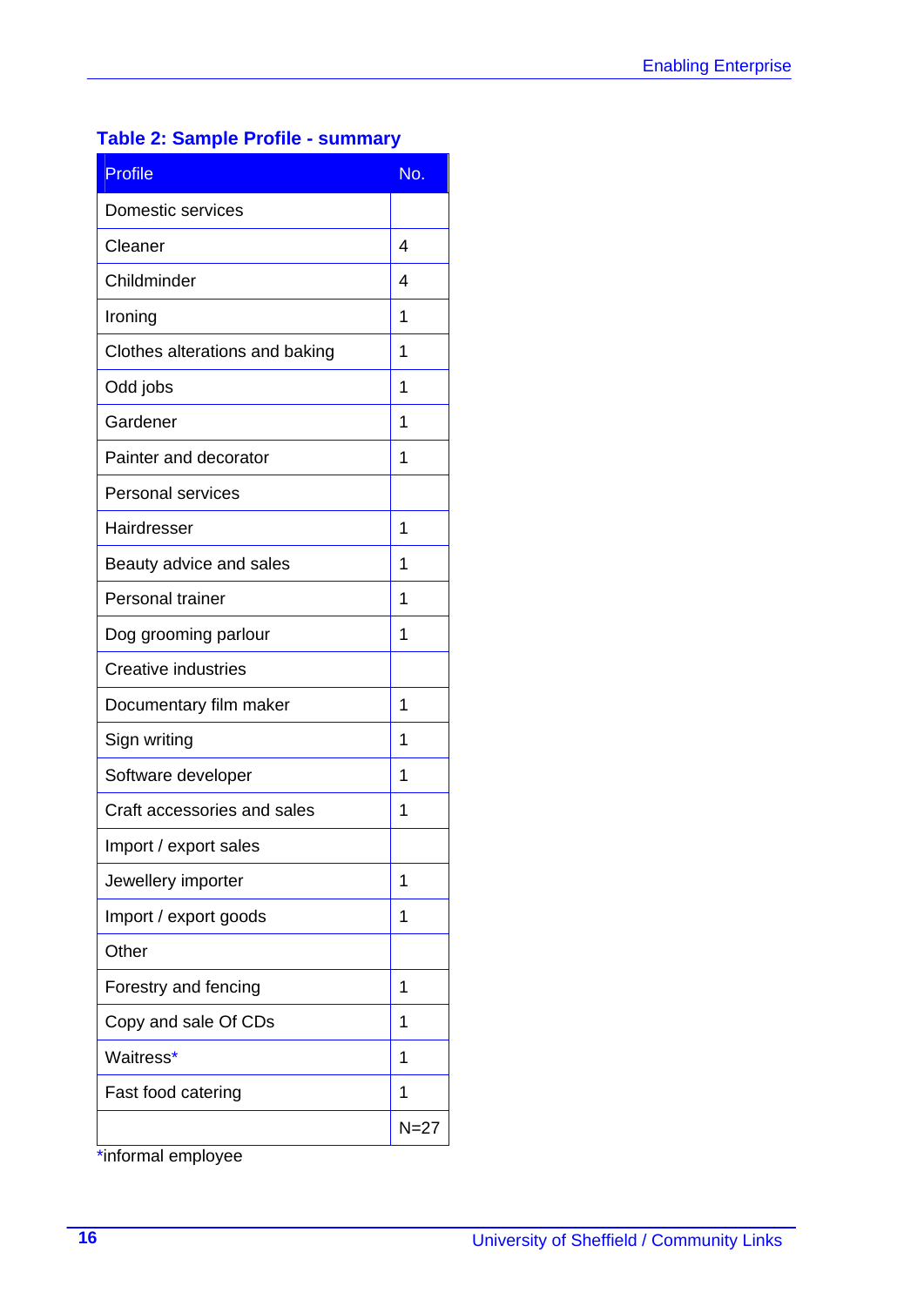**Table 2: Sample Profile - summary**

| Profile | No. |
|---|---|
| Domestic services | |
| Cleaner | 4 |
| Childminder | 4 |
| Ironing | 1 |
| Clothes alterations and baking | 1 |
| Odd jobs | 1 |
| Gardener | 1 |
| Painter and decorator | 1 |
| Personal services | |
| Hairdresser | 1 |
| Beauty advice and sales | 1 |
| Personal trainer | 1 |
| Dog grooming parlour | 1 |
| Creative industries | |
| Documentary film maker | 1 |
| Sign writing | 1 |
| Software developer | 1 |
| Craft accessories and sales | 1 |
| Import / export sales | |
| Jewellery importer | 1 |
| Import / export goods | 1 |
| Other | |
| Forestry and fencing | 1 |
| Copy and sale Of CDs | 1 |
| Waitress* | 1 |
| Fast food catering | 1 |
| | N=27 |

*informal employee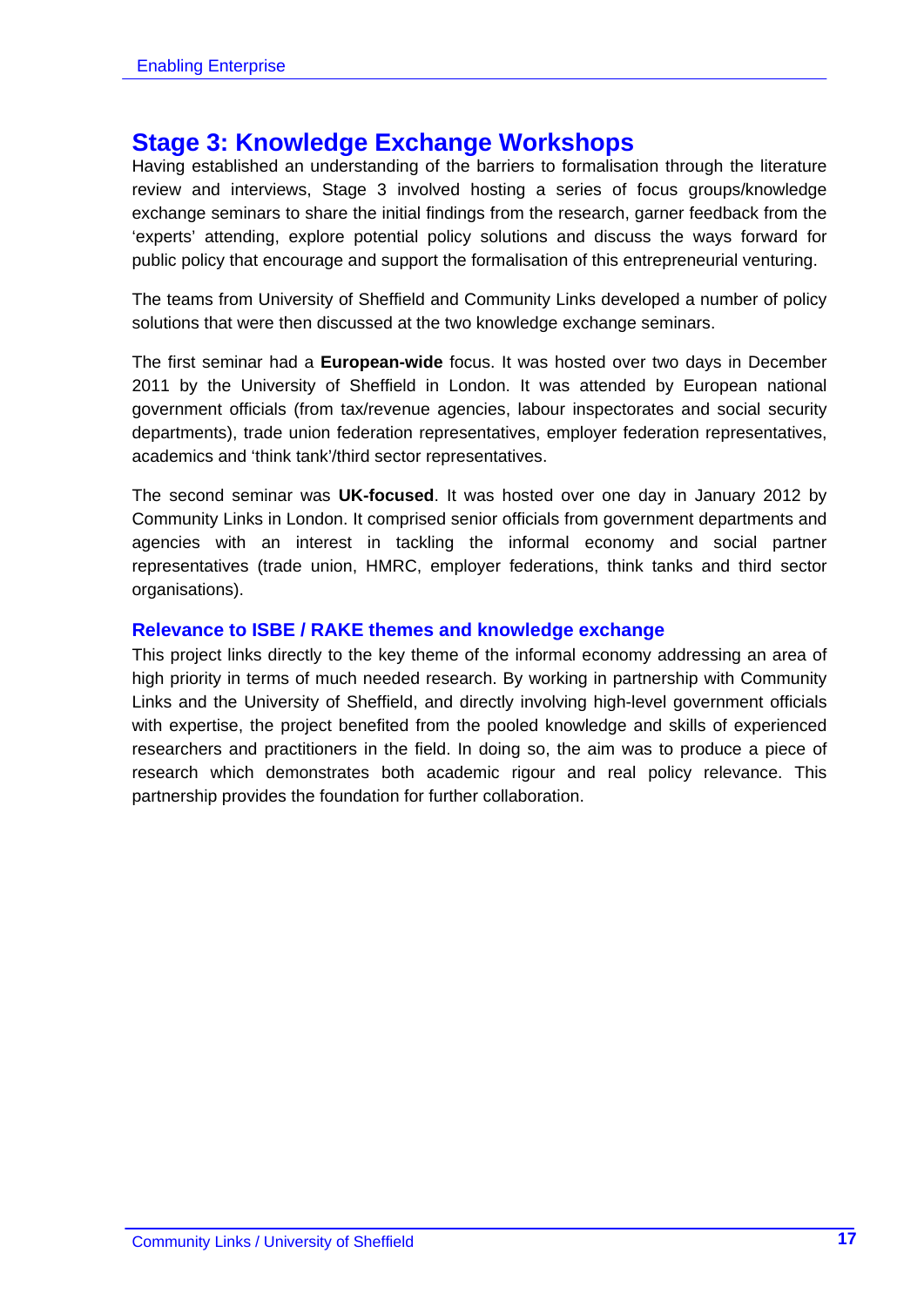## Stage 3: Knowledge Exchange Workshops

Having established an understanding of the barriers to formalisation through the literature review and interviews, Stage 3 involved hosting a series of focus groups/knowledge exchange seminars to share the initial findings from the research, garner feedback from the 'experts' attending, explore potential policy solutions and discuss the ways forward for public policy that encourage and support the formalisation of this entrepreneurial venturing.

The teams from University of Sheffield and Community Links developed a number of policy solutions that were then discussed at the two knowledge exchange seminars.

The first seminar had a **European-wide** focus. It was hosted over two days in December 2011 by the University of Sheffield in London. It was attended by European national government officials (from tax/revenue agencies, labour inspectorates and social security departments), trade union federation representatives, employer federation representatives, academics and 'think tank'/third sector representatives.

The second seminar was **UK-focused**. It was hosted over one day in January 2012 by Community Links in London. It comprised senior officials from government departments and agencies with an interest in tackling the informal economy and social partner representatives (trade union, HMRC, employer federations, think tanks and third sector organisations).

### Relevance to ISBE / RAKE themes and knowledge exchange

This project links directly to the key theme of the informal economy addressing an area of high priority in terms of much needed research. By working in partnership with Community Links and the University of Sheffield, and directly involving high-level government officials with expertise, the project benefited from the pooled knowledge and skills of experienced researchers and practitioners in the field. In doing so, the aim was to produce a piece of research which demonstrates both academic rigour and real policy relevance. This partnership provides the foundation for further collaboration.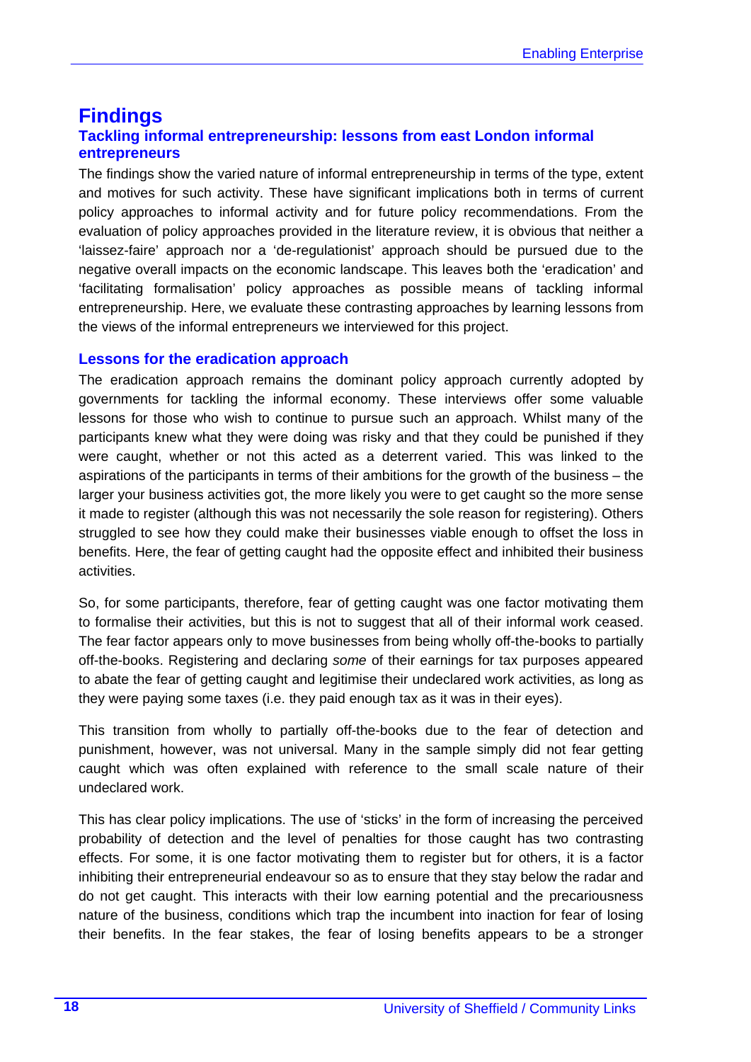# Findings

## Tackling informal entrepreneurship: lessons from east London informal entrepreneurs

The findings show the varied nature of informal entrepreneurship in terms of the type, extent and motives for such activity. These have significant implications both in terms of current policy approaches to informal activity and for future policy recommendations. From the evaluation of policy approaches provided in the literature review, it is obvious that neither a 'laissez-faire' approach nor a 'de-regulationist' approach should be pursued due to the negative overall impacts on the economic landscape. This leaves both the 'eradication' and 'facilitating formalisation' policy approaches as possible means of tackling informal entrepreneurship. Here, we evaluate these contrasting approaches by learning lessons from the views of the informal entrepreneurs we interviewed for this project.

### Lessons for the eradication approach

The eradication approach remains the dominant policy approach currently adopted by governments for tackling the informal economy. These interviews offer some valuable lessons for those who wish to continue to pursue such an approach. Whilst many of the participants knew what they were doing was risky and that they could be punished if they were caught, whether or not this acted as a deterrent varied. This was linked to the aspirations of the participants in terms of their ambitions for the growth of the business – the larger your business activities got, the more likely you were to get caught so the more sense it made to register (although this was not necessarily the sole reason for registering). Others struggled to see how they could make their businesses viable enough to offset the loss in benefits. Here, the fear of getting caught had the opposite effect and inhibited their business activities.

So, for some participants, therefore, fear of getting caught was one factor motivating them to formalise their activities, but this is not to suggest that all of their informal work ceased. The fear factor appears only to move businesses from being wholly off-the-books to partially off-the-books. Registering and declaring *some* of their earnings for tax purposes appeared to abate the fear of getting caught and legitimise their undeclared work activities, as long as they were paying some taxes (i.e. they paid enough tax as it was in their eyes).

This transition from wholly to partially off-the-books due to the fear of detection and punishment, however, was not universal. Many in the sample simply did not fear getting caught which was often explained with reference to the small scale nature of their undeclared work.

This has clear policy implications. The use of 'sticks' in the form of increasing the perceived probability of detection and the level of penalties for those caught has two contrasting effects. For some, it is one factor motivating them to register but for others, it is a factor inhibiting their entrepreneurial endeavour so as to ensure that they stay below the radar and do not get caught. This interacts with their low earning potential and the precariousness nature of the business, conditions which trap the incumbent into inaction for fear of losing their benefits. In the fear stakes, the fear of losing benefits appears to be a stronger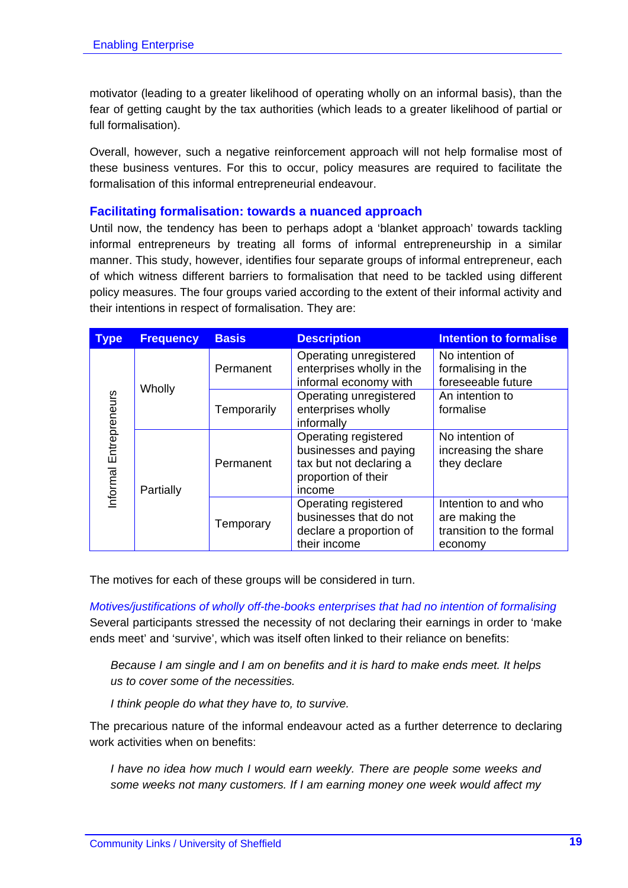motivator (leading to a greater likelihood of operating wholly on an informal basis), than the fear of getting caught by the tax authorities (which leads to a greater likelihood of partial or full formalisation).

Overall, however, such a negative reinforcement approach will not help formalise most of these business ventures. For this to occur, policy measures are required to facilitate the formalisation of this informal entrepreneurial endeavour.

### Facilitating formalisation: towards a nuanced approach

Until now, the tendency has been to perhaps adopt a 'blanket approach' towards tackling informal entrepreneurs by treating all forms of informal entrepreneurship in a similar manner. This study, however, identifies four separate groups of informal entrepreneur, each of which witness different barriers to formalisation that need to be tackled using different policy measures. The four groups varied according to the extent of their informal activity and their intentions in respect of formalisation. They are:

| Type | Frequency | Basis | Description | Intention to formalise |
|---|---|---|---|---|
| Informal Entrepreneurs | Wholly | Permanent | Operating unregistered enterprises wholly in the informal economy with | No intention of formalising in the foreseeable future |
| | | Temporarily | Operating unregistered enterprises wholly informally | An intention to formalise |
| | Partially | Permanent | Operating registered businesses and paying tax but not declaring a proportion of their income | No intention of increasing the share they declare |
| | | Temporary | Operating registered businesses that do not declare a proportion of their income | Intention to and who are making the transition to the formal economy |

The motives for each of these groups will be considered in turn.

*Motives/justifications of wholly off-the-books enterprises that had no intention of formalising*

Several participants stressed the necessity of not declaring their earnings in order to 'make ends meet' and 'survive', which was itself often linked to their reliance on benefits:

> *Because I am single and I am on benefits and it is hard to make ends meet. It helps us to cover some of the necessities.*

> *I think people do what they have to, to survive.*

The precarious nature of the informal endeavour acted as a further deterrence to declaring work activities when on benefits:

> *I have no idea how much I would earn weekly. There are people some weeks and some weeks not many customers. If I am earning money one week would affect my*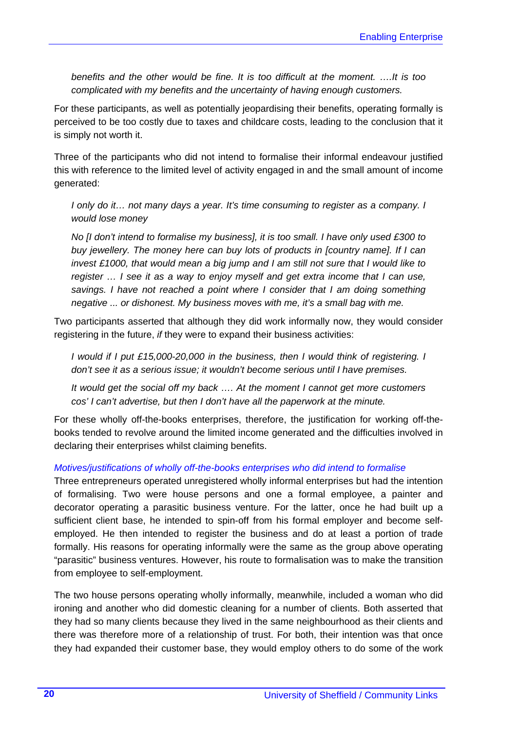*benefits and the other would be fine. It is too difficult at the moment. ….It is too complicated with my benefits and the uncertainty of having enough customers.*

For these participants, as well as potentially jeopardising their benefits, operating formally is perceived to be too costly due to taxes and childcare costs, leading to the conclusion that it is simply not worth it.

Three of the participants who did not intend to formalise their informal endeavour justified this with reference to the limited level of activity engaged in and the small amount of income generated:

*I only do it… not many days a year. It's time consuming to register as a company. I would lose money*

*No [I don't intend to formalise my business], it is too small. I have only used £300 to buy jewellery. The money here can buy lots of products in [country name]. If I can invest £1000, that would mean a big jump and I am still not sure that I would like to register … I see it as a way to enjoy myself and get extra income that I can use, savings. I have not reached a point where I consider that I am doing something negative ... or dishonest. My business moves with me, it's a small bag with me.*

Two participants asserted that although they did work informally now, they would consider registering in the future, *if* they were to expand their business activities:

*I would if I put £15,000-20,000 in the business, then I would think of registering. I don't see it as a serious issue; it wouldn't become serious until I have premises.*

*It would get the social off my back …. At the moment I cannot get more customers cos' I can't advertise, but then I don't have all the paperwork at the minute.*

For these wholly off-the-books enterprises, therefore, the justification for working off-the-books tended to revolve around the limited income generated and the difficulties involved in declaring their enterprises whilst claiming benefits.

### *Motives/justifications of wholly off-the-books enterprises who did intend to formalise*

Three entrepreneurs operated unregistered wholly informal enterprises but had the intention of formalising. Two were house persons and one a formal employee, a painter and decorator operating a parasitic business venture. For the latter, once he had built up a sufficient client base, he intended to spin-off from his formal employer and become self-employed. He then intended to register the business and do at least a portion of trade formally. His reasons for operating informally were the same as the group above operating "parasitic" business ventures. However, his route to formalisation was to make the transition from employee to self-employment.

The two house persons operating wholly informally, meanwhile, included a woman who did ironing and another who did domestic cleaning for a number of clients. Both asserted that they had so many clients because they lived in the same neighbourhood as their clients and there was therefore more of a relationship of trust. For both, their intention was that once they had expanded their customer base, they would employ others to do some of the work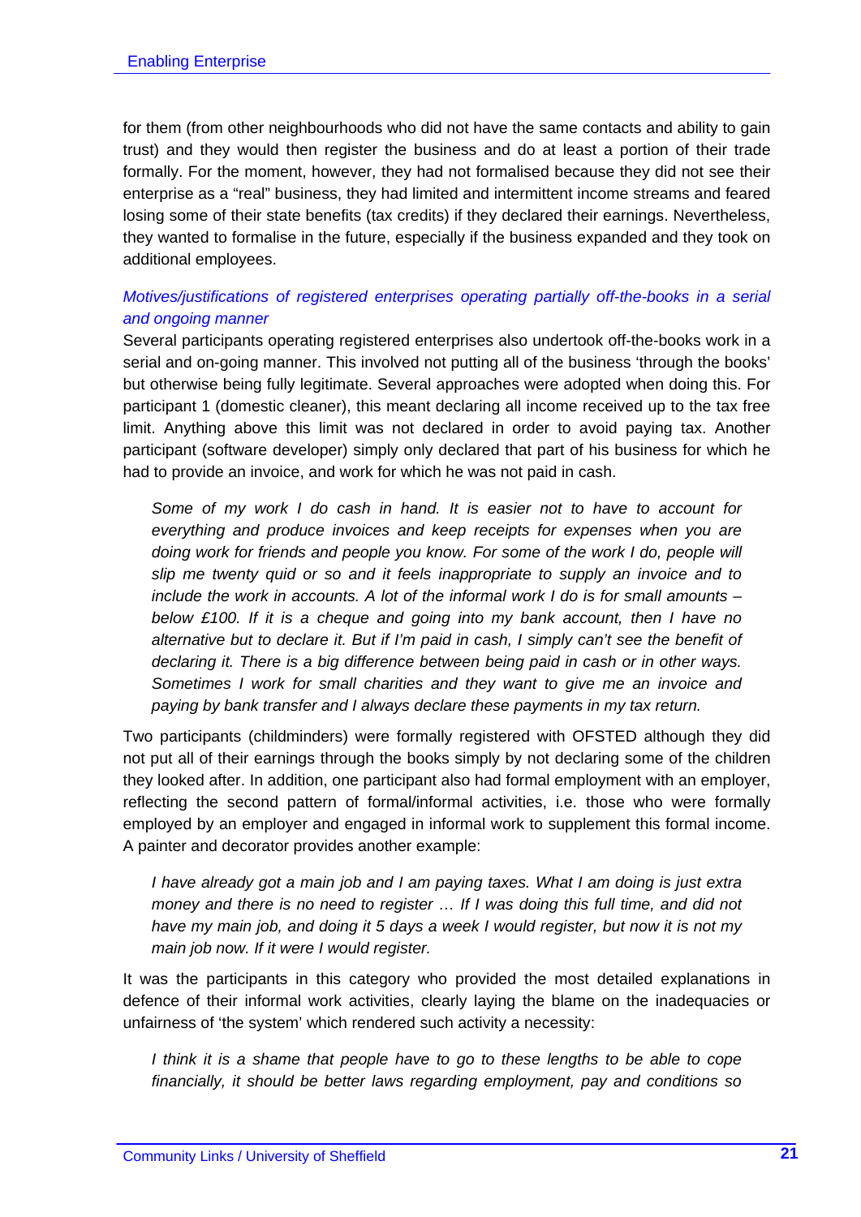for them (from other neighbourhoods who did not have the same contacts and ability to gain trust) and they would then register the business and do at least a portion of their trade formally. For the moment, however, they had not formalised because they did not see their enterprise as a "real" business, they had limited and intermittent income streams and feared losing some of their state benefits (tax credits) if they declared their earnings. Nevertheless, they wanted to formalise in the future, especially if the business expanded and they took on additional employees.

*Motives/justifications of registered enterprises operating partially off-the-books in a serial and ongoing manner*

Several participants operating registered enterprises also undertook off-the-books work in a serial and on-going manner. This involved not putting all of the business 'through the books' but otherwise being fully legitimate. Several approaches were adopted when doing this. For participant 1 (domestic cleaner), this meant declaring all income received up to the tax free limit. Anything above this limit was not declared in order to avoid paying tax. Another participant (software developer) simply only declared that part of his business for which he had to provide an invoice, and work for which he was not paid in cash.

> *Some of my work I do cash in hand. It is easier not to have to account for everything and produce invoices and keep receipts for expenses when you are doing work for friends and people you know. For some of the work I do, people will slip me twenty quid or so and it feels inappropriate to supply an invoice and to include the work in accounts. A lot of the informal work I do is for small amounts – below £100. If it is a cheque and going into my bank account, then I have no alternative but to declare it. But if I'm paid in cash, I simply can't see the benefit of declaring it. There is a big difference between being paid in cash or in other ways. Sometimes I work for small charities and they want to give me an invoice and paying by bank transfer and I always declare these payments in my tax return.*

Two participants (childminders) were formally registered with OFSTED although they did not put all of their earnings through the books simply by not declaring some of the children they looked after. In addition, one participant also had formal employment with an employer, reflecting the second pattern of formal/informal activities, i.e. those who were formally employed by an employer and engaged in informal work to supplement this formal income. A painter and decorator provides another example:

> *I have already got a main job and I am paying taxes. What I am doing is just extra money and there is no need to register … If I was doing this full time, and did not have my main job, and doing it 5 days a week I would register, but now it is not my main job now. If it were I would register.*

It was the participants in this category who provided the most detailed explanations in defence of their informal work activities, clearly laying the blame on the inadequacies or unfairness of 'the system' which rendered such activity a necessity:

> *I think it is a shame that people have to go to these lengths to be able to cope financially, it should be better laws regarding employment, pay and conditions so*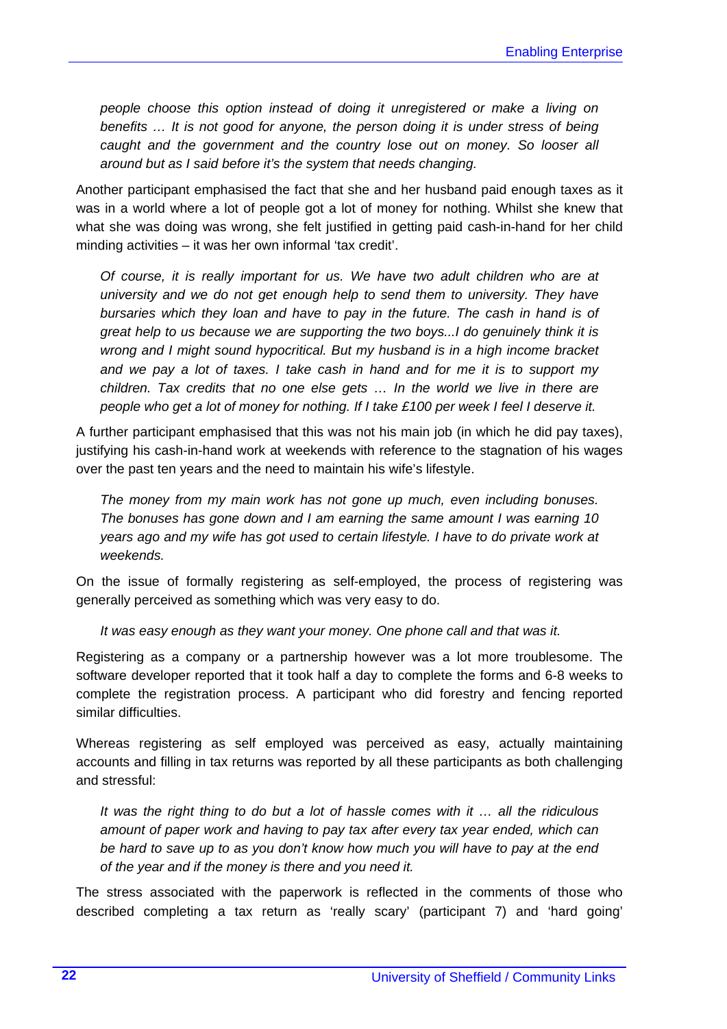*people choose this option instead of doing it unregistered or make a living on benefits … It is not good for anyone, the person doing it is under stress of being caught and the government and the country lose out on money. So looser all around but as I said before it's the system that needs changing.*

Another participant emphasised the fact that she and her husband paid enough taxes as it was in a world where a lot of people got a lot of money for nothing. Whilst she knew that what she was doing was wrong, she felt justified in getting paid cash-in-hand for her child minding activities – it was her own informal 'tax credit'.

> *Of course, it is really important for us. We have two adult children who are at university and we do not get enough help to send them to university. They have bursaries which they loan and have to pay in the future. The cash in hand is of great help to us because we are supporting the two boys...I do genuinely think it is wrong and I might sound hypocritical. But my husband is in a high income bracket and we pay a lot of taxes. I take cash in hand and for me it is to support my children. Tax credits that no one else gets … In the world we live in there are people who get a lot of money for nothing. If I take £100 per week I feel I deserve it.*

A further participant emphasised that this was not his main job (in which he did pay taxes), justifying his cash-in-hand work at weekends with reference to the stagnation of his wages over the past ten years and the need to maintain his wife's lifestyle.

> *The money from my main work has not gone up much, even including bonuses. The bonuses has gone down and I am earning the same amount I was earning 10 years ago and my wife has got used to certain lifestyle. I have to do private work at weekends.*

On the issue of formally registering as self-employed, the process of registering was generally perceived as something which was very easy to do.

> *It was easy enough as they want your money. One phone call and that was it.*

Registering as a company or a partnership however was a lot more troublesome. The software developer reported that it took half a day to complete the forms and 6-8 weeks to complete the registration process. A participant who did forestry and fencing reported similar difficulties.

Whereas registering as self employed was perceived as easy, actually maintaining accounts and filling in tax returns was reported by all these participants as both challenging and stressful:

> *It was the right thing to do but a lot of hassle comes with it … all the ridiculous amount of paper work and having to pay tax after every tax year ended, which can be hard to save up to as you don't know how much you will have to pay at the end of the year and if the money is there and you need it.*

The stress associated with the paperwork is reflected in the comments of those who described completing a tax return as 'really scary' (participant 7) and 'hard going'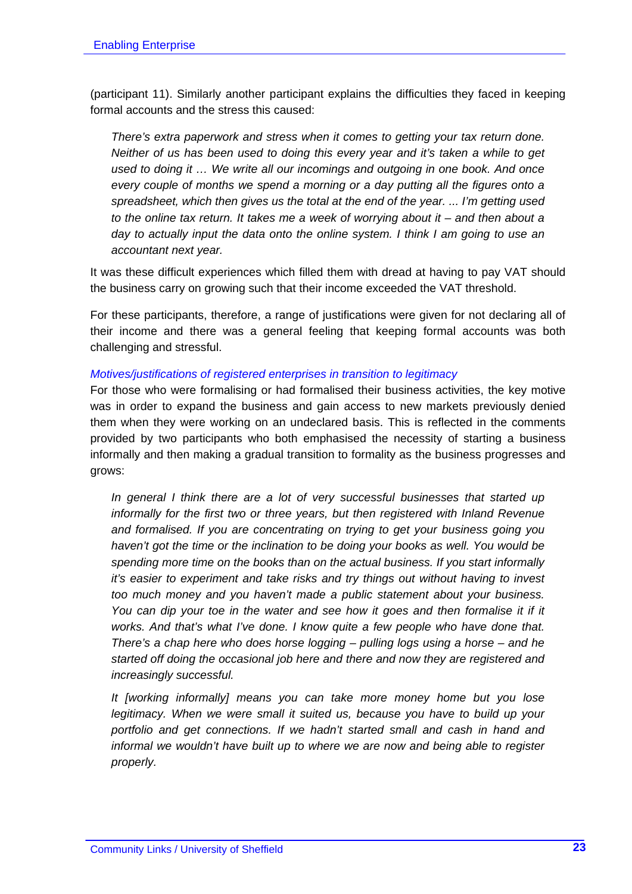(participant 11). Similarly another participant explains the difficulties they faced in keeping formal accounts and the stress this caused:

> *There's extra paperwork and stress when it comes to getting your tax return done. Neither of us has been used to doing this every year and it's taken a while to get used to doing it … We write all our incomings and outgoing in one book. And once every couple of months we spend a morning or a day putting all the figures onto a spreadsheet, which then gives us the total at the end of the year. ... I'm getting used to the online tax return. It takes me a week of worrying about it – and then about a day to actually input the data onto the online system. I think I am going to use an accountant next year.*

It was these difficult experiences which filled them with dread at having to pay VAT should the business carry on growing such that their income exceeded the VAT threshold.

For these participants, therefore, a range of justifications were given for not declaring all of their income and there was a general feeling that keeping formal accounts was both challenging and stressful.

### *Motives/justifications of registered enterprises in transition to legitimacy*

For those who were formalising or had formalised their business activities, the key motive was in order to expand the business and gain access to new markets previously denied them when they were working on an undeclared basis. This is reflected in the comments provided by two participants who both emphasised the necessity of starting a business informally and then making a gradual transition to formality as the business progresses and grows:

> *In general I think there are a lot of very successful businesses that started up informally for the first two or three years, but then registered with Inland Revenue and formalised. If you are concentrating on trying to get your business going you haven't got the time or the inclination to be doing your books as well. You would be spending more time on the books than on the actual business. If you start informally it's easier to experiment and take risks and try things out without having to invest too much money and you haven't made a public statement about your business. You can dip your toe in the water and see how it goes and then formalise it if it works. And that's what I've done. I know quite a few people who have done that. There's a chap here who does horse logging – pulling logs using a horse – and he started off doing the occasional job here and there and now they are registered and increasingly successful.*

> *It [working informally] means you can take more money home but you lose legitimacy. When we were small it suited us, because you have to build up your portfolio and get connections. If we hadn't started small and cash in hand and informal we wouldn't have built up to where we are now and being able to register properly.*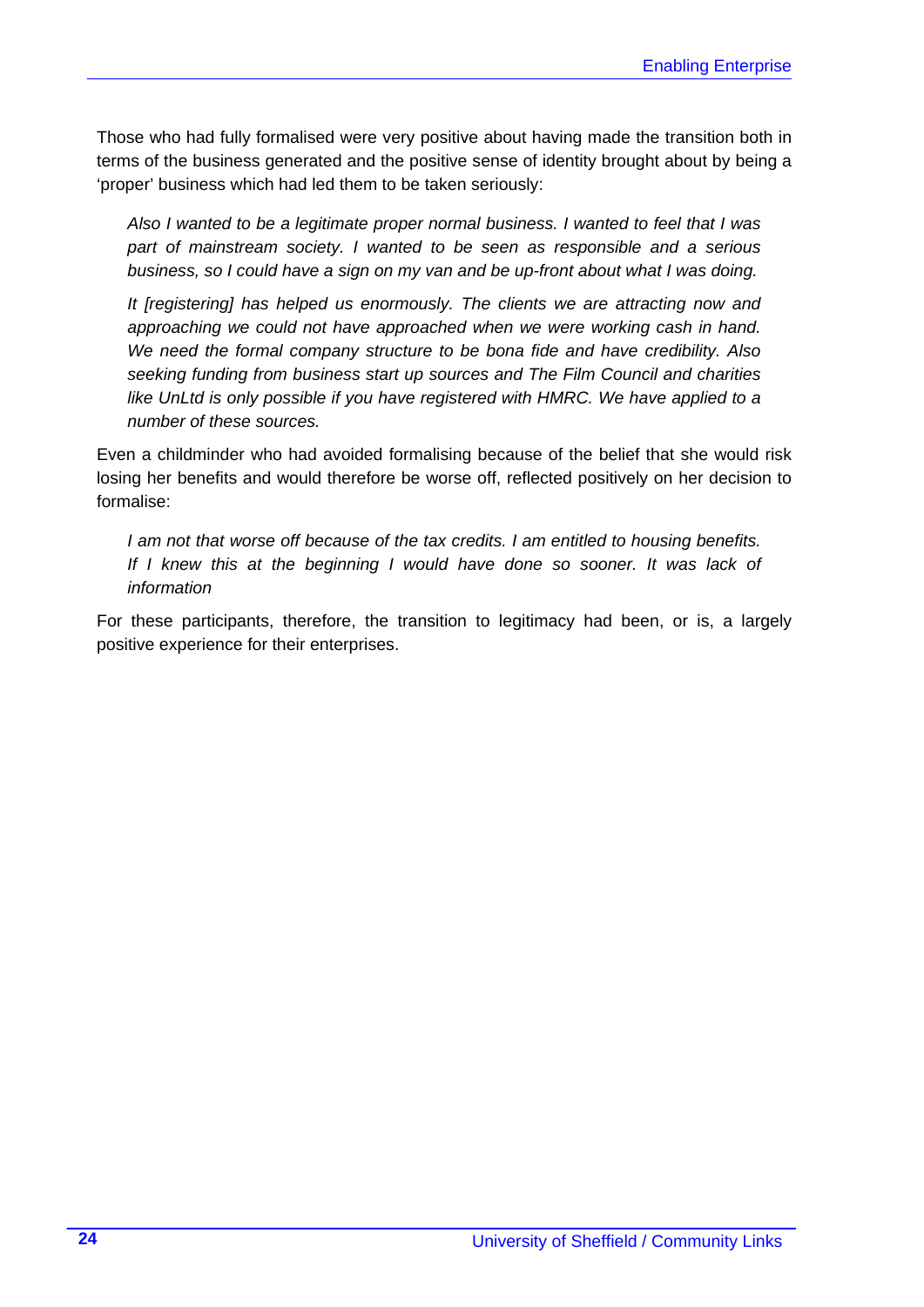Those who had fully formalised were very positive about having made the transition both in terms of the business generated and the positive sense of identity brought about by being a 'proper' business which had led them to be taken seriously:

> *Also I wanted to be a legitimate proper normal business. I wanted to feel that I was part of mainstream society. I wanted to be seen as responsible and a serious business, so I could have a sign on my van and be up-front about what I was doing.*
>
> *It [registering] has helped us enormously. The clients we are attracting now and approaching we could not have approached when we were working cash in hand. We need the formal company structure to be bona fide and have credibility. Also seeking funding from business start up sources and The Film Council and charities like UnLtd is only possible if you have registered with HMRC. We have applied to a number of these sources.*

Even a childminder who had avoided formalising because of the belief that she would risk losing her benefits and would therefore be worse off, reflected positively on her decision to formalise:

> *I am not that worse off because of the tax credits. I am entitled to housing benefits. If I knew this at the beginning I would have done so sooner. It was lack of information*

For these participants, therefore, the transition to legitimacy had been, or is, a largely positive experience for their enterprises.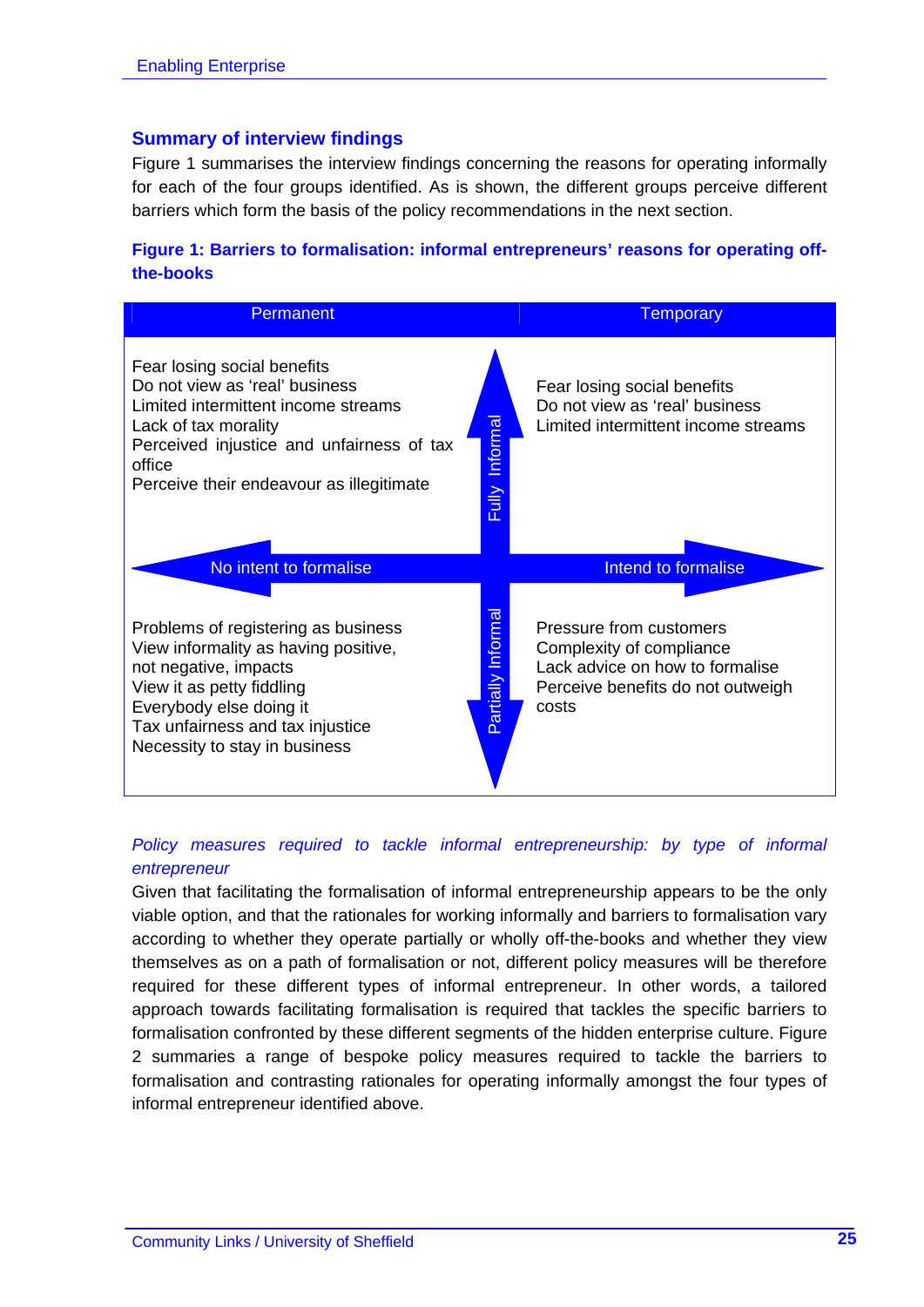## Summary of interview findings

Figure 1 summarises the interview findings concerning the reasons for operating informally for each of the four groups identified. As is shown, the different groups perceive different barriers which form the basis of the policy recommendations in the next section.

**Figure 1: Barriers to formalisation: informal entrepreneurs' reasons for operating off-the-books**

| | Permanent (No intent to formalise) | Temporary (Intend to formalise) |
|---|---|---|
| **Fully Informal** | Fear losing social benefits<br>Do not view as 'real' business<br>Limited intermittent income streams<br>Lack of tax morality<br>Perceived injustice and unfairness of tax office<br>Perceive their endeavour as illegitimate | Fear losing social benefits<br>Do not view as 'real' business<br>Limited intermittent income streams |
| **Partially Informal** | Problems of registering as business<br>View informality as having positive, not negative, impacts<br>View it as petty fiddling<br>Everybody else doing it<br>Tax unfairness and tax injustice<br>Necessity to stay in business | Pressure from customers<br>Complexity of compliance<br>Lack advice on how to formalise<br>Perceive benefits do not outweigh costs |

*Policy measures required to tackle informal entrepreneurship: by type of informal entrepreneur*

Given that facilitating the formalisation of informal entrepreneurship appears to be the only viable option, and that the rationales for working informally and barriers to formalisation vary according to whether they operate partially or wholly off-the-books and whether they view themselves as on a path of formalisation or not, different policy measures will be therefore required for these different types of informal entrepreneur. In other words, a tailored approach towards facilitating formalisation is required that tackles the specific barriers to formalisation confronted by these different segments of the hidden enterprise culture. Figure 2 summaries a range of bespoke policy measures required to tackle the barriers to formalisation and contrasting rationales for operating informally amongst the four types of informal entrepreneur identified above.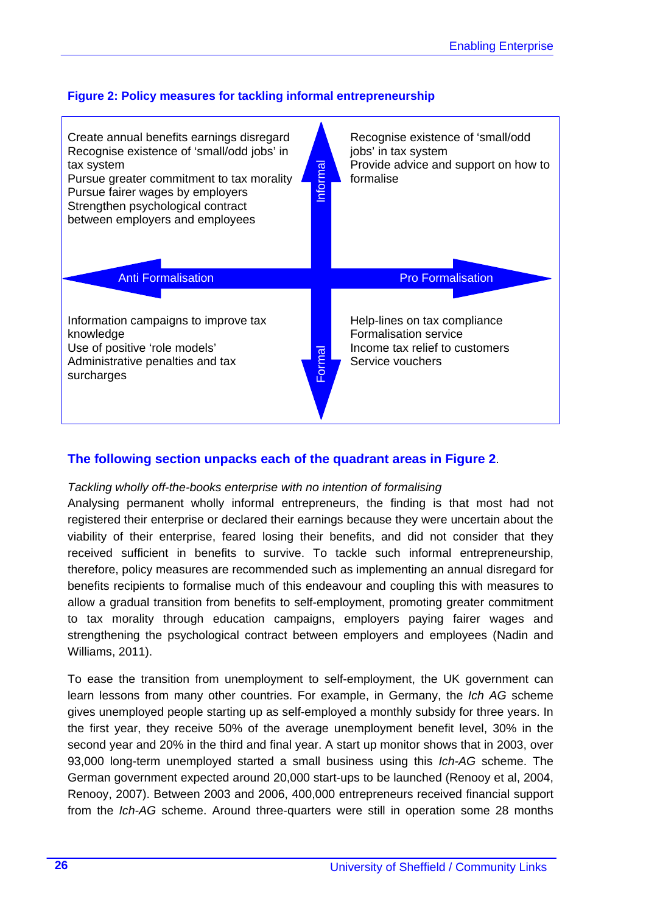**Figure 2: Policy measures for tackling informal entrepreneurship**

| Informal / Anti Formalisation | Informal / Pro Formalisation |
|---|---|
| Create annual benefits earnings disregard<br>Recognise existence of 'small/odd jobs' in tax system<br>Pursue greater commitment to tax morality<br>Pursue fairer wages by employers<br>Strengthen psychological contract between employers and employees | Recognise existence of 'small/odd jobs' in tax system<br>Provide advice and support on how to formalise |
| **Formal / Anti Formalisation** | **Formal / Pro Formalisation** |
| Information campaigns to improve tax knowledge<br>Use of positive 'role models'<br>Administrative penalties and tax surcharges | Help-lines on tax compliance<br>Formalisation service<br>Income tax relief to customers<br>Service vouchers |

**The following section unpacks each of the quadrant areas in Figure 2**.

*Tackling wholly off-the-books enterprise with no intention of formalising*

Analysing permanent wholly informal entrepreneurs, the finding is that most had not registered their enterprise or declared their earnings because they were uncertain about the viability of their enterprise, feared losing their benefits, and did not consider that they received sufficient in benefits to survive. To tackle such informal entrepreneurship, therefore, policy measures are recommended such as implementing an annual disregard for benefits recipients to formalise much of this endeavour and coupling this with measures to allow a gradual transition from benefits to self-employment, promoting greater commitment to tax morality through education campaigns, employers paying fairer wages and strengthening the psychological contract between employers and employees (Nadin and Williams, 2011).

To ease the transition from unemployment to self-employment, the UK government can learn lessons from many other countries. For example, in Germany, the *Ich AG* scheme gives unemployed people starting up as self-employed a monthly subsidy for three years. In the first year, they receive 50% of the average unemployment benefit level, 30% in the second year and 20% in the third and final year. A start up monitor shows that in 2003, over 93,000 long-term unemployed started a small business using this *Ich-AG* scheme. The German government expected around 20,000 start-ups to be launched (Renooy et al, 2004, Renooy, 2007). Between 2003 and 2006, 400,000 entrepreneurs received financial support from the *Ich-AG* scheme. Around three-quarters were still in operation some 28 months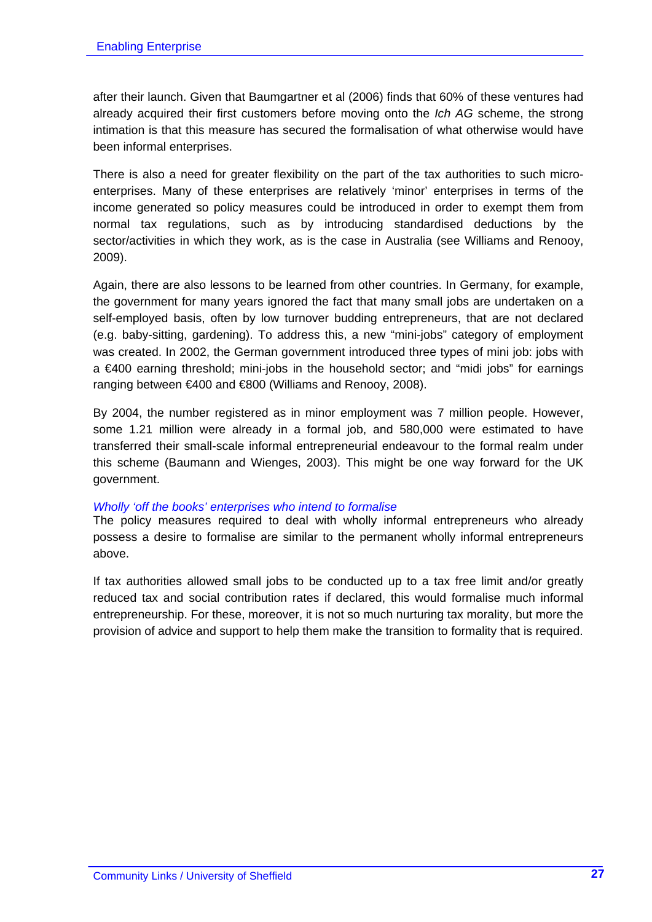after their launch. Given that Baumgartner et al (2006) finds that 60% of these ventures had already acquired their first customers before moving onto the *Ich AG* scheme, the strong intimation is that this measure has secured the formalisation of what otherwise would have been informal enterprises.

There is also a need for greater flexibility on the part of the tax authorities to such micro-enterprises. Many of these enterprises are relatively 'minor' enterprises in terms of the income generated so policy measures could be introduced in order to exempt them from normal tax regulations, such as by introducing standardised deductions by the sector/activities in which they work, as is the case in Australia (see Williams and Renooy, 2009).

Again, there are also lessons to be learned from other countries. In Germany, for example, the government for many years ignored the fact that many small jobs are undertaken on a self-employed basis, often by low turnover budding entrepreneurs, that are not declared (e.g. baby-sitting, gardening). To address this, a new "mini-jobs" category of employment was created. In 2002, the German government introduced three types of mini job: jobs with a €400 earning threshold; mini-jobs in the household sector; and "midi jobs" for earnings ranging between €400 and €800 (Williams and Renooy, 2008).

By 2004, the number registered as in minor employment was 7 million people. However, some 1.21 million were already in a formal job, and 580,000 were estimated to have transferred their small-scale informal entrepreneurial endeavour to the formal realm under this scheme (Baumann and Wienges, 2003). This might be one way forward for the UK government.

*Wholly 'off the books' enterprises who intend to formalise*

The policy measures required to deal with wholly informal entrepreneurs who already possess a desire to formalise are similar to the permanent wholly informal entrepreneurs above.

If tax authorities allowed small jobs to be conducted up to a tax free limit and/or greatly reduced tax and social contribution rates if declared, this would formalise much informal entrepreneurship. For these, moreover, it is not so much nurturing tax morality, but more the provision of advice and support to help them make the transition to formality that is required.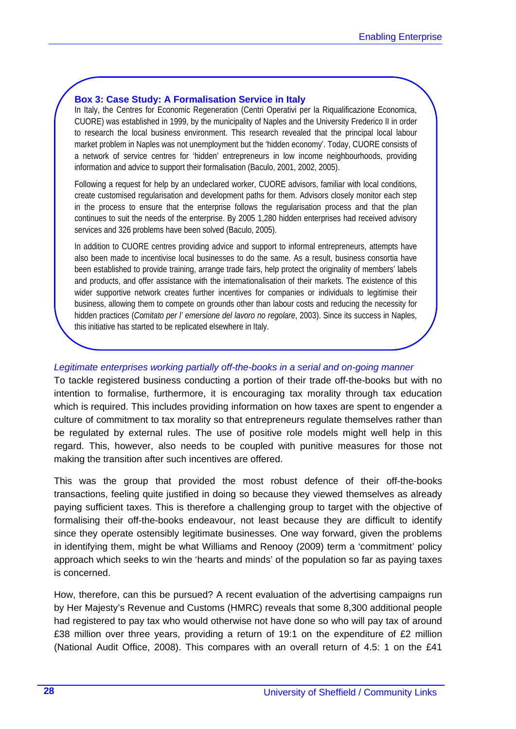### Box 3: Case Study: A Formalisation Service in Italy

In Italy, the Centres for Economic Regeneration (Centri Operativi per la Riqualificazione Economica, CUORE) was established in 1999, by the municipality of Naples and the University Frederico II in order to research the local business environment. This research revealed that the principal local labour market problem in Naples was not unemployment but the 'hidden economy'. Today, CUORE consists of a network of service centres for 'hidden' entrepreneurs in low income neighbourhoods, providing information and advice to support their formalisation (Baculo, 2001, 2002, 2005).

Following a request for help by an undeclared worker, CUORE advisors, familiar with local conditions, create customised regularisation and development paths for them. Advisors closely monitor each step in the process to ensure that the enterprise follows the regularisation process and that the plan continues to suit the needs of the enterprise. By 2005 1,280 hidden enterprises had received advisory services and 326 problems have been solved (Baculo, 2005).

In addition to CUORE centres providing advice and support to informal entrepreneurs, attempts have also been made to incentivise local businesses to do the same. As a result, business consortia have been established to provide training, arrange trade fairs, help protect the originality of members' labels and products, and offer assistance with the internationalisation of their markets. The existence of this wider supportive network creates further incentives for companies or individuals to legitimise their business, allowing them to compete on grounds other than labour costs and reducing the necessity for hidden practices (*Comitato per l' emersione del lavoro no regolare*, 2003). Since its success in Naples, this initiative has started to be replicated elsewhere in Italy.

*Legitimate enterprises working partially off-the-books in a serial and on-going manner*

To tackle registered business conducting a portion of their trade off-the-books but with no intention to formalise, furthermore, it is encouraging tax morality through tax education which is required. This includes providing information on how taxes are spent to engender a culture of commitment to tax morality so that entrepreneurs regulate themselves rather than be regulated by external rules. The use of positive role models might well help in this regard. This, however, also needs to be coupled with punitive measures for those not making the transition after such incentives are offered.

This was the group that provided the most robust defence of their off-the-books transactions, feeling quite justified in doing so because they viewed themselves as already paying sufficient taxes. This is therefore a challenging group to target with the objective of formalising their off-the-books endeavour, not least because they are difficult to identify since they operate ostensibly legitimate businesses. One way forward, given the problems in identifying them, might be what Williams and Renooy (2009) term a 'commitment' policy approach which seeks to win the 'hearts and minds' of the population so far as paying taxes is concerned.

How, therefore, can this be pursued? A recent evaluation of the advertising campaigns run by Her Majesty's Revenue and Customs (HMRC) reveals that some 8,300 additional people had registered to pay tax who would otherwise not have done so who will pay tax of around £38 million over three years, providing a return of 19:1 on the expenditure of £2 million (National Audit Office, 2008). This compares with an overall return of 4.5: 1 on the £41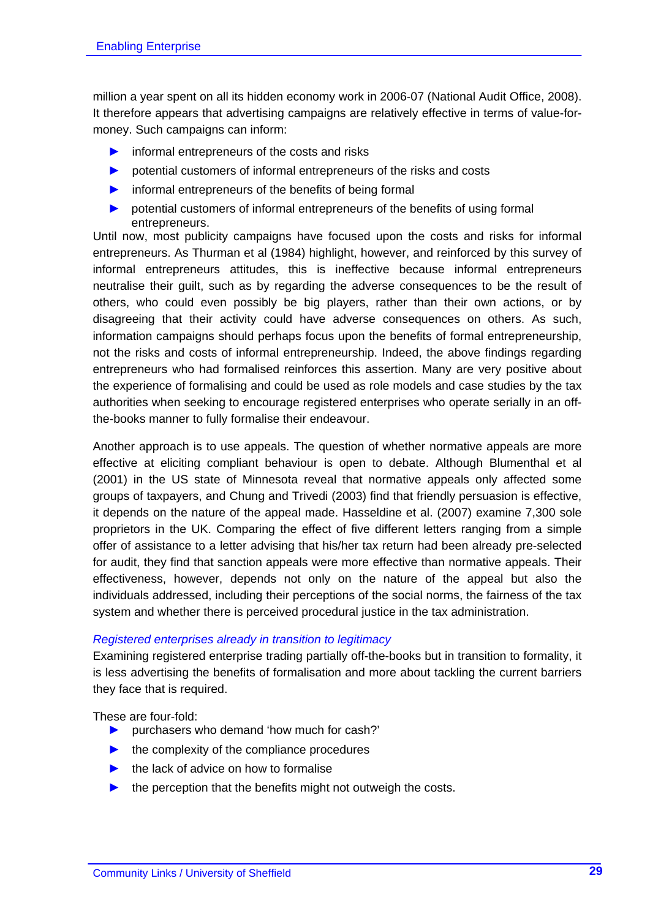million a year spent on all its hidden economy work in 2006-07 (National Audit Office, 2008). It therefore appears that advertising campaigns are relatively effective in terms of value-for-money. Such campaigns can inform:

- informal entrepreneurs of the costs and risks
- potential customers of informal entrepreneurs of the risks and costs
- informal entrepreneurs of the benefits of being formal
- potential customers of informal entrepreneurs of the benefits of using formal entrepreneurs.

Until now, most publicity campaigns have focused upon the costs and risks for informal entrepreneurs. As Thurman et al (1984) highlight, however, and reinforced by this survey of informal entrepreneurs attitudes, this is ineffective because informal entrepreneurs neutralise their guilt, such as by regarding the adverse consequences to be the result of others, who could even possibly be big players, rather than their own actions, or by disagreeing that their activity could have adverse consequences on others. As such, information campaigns should perhaps focus upon the benefits of formal entrepreneurship, not the risks and costs of informal entrepreneurship. Indeed, the above findings regarding entrepreneurs who had formalised reinforces this assertion. Many are very positive about the experience of formalising and could be used as role models and case studies by the tax authorities when seeking to encourage registered enterprises who operate serially in an off-the-books manner to fully formalise their endeavour.

Another approach is to use appeals. The question of whether normative appeals are more effective at eliciting compliant behaviour is open to debate. Although Blumenthal et al (2001) in the US state of Minnesota reveal that normative appeals only affected some groups of taxpayers, and Chung and Trivedi (2003) find that friendly persuasion is effective, it depends on the nature of the appeal made. Hasseldine et al. (2007) examine 7,300 sole proprietors in the UK. Comparing the effect of five different letters ranging from a simple offer of assistance to a letter advising that his/her tax return had been already pre-selected for audit, they find that sanction appeals were more effective than normative appeals. Their effectiveness, however, depends not only on the nature of the appeal but also the individuals addressed, including their perceptions of the social norms, the fairness of the tax system and whether there is perceived procedural justice in the tax administration.

*Registered enterprises already in transition to legitimacy*

Examining registered enterprise trading partially off-the-books but in transition to formality, it is less advertising the benefits of formalisation and more about tackling the current barriers they face that is required.

These are four-fold:

- purchasers who demand 'how much for cash?'
- the complexity of the compliance procedures
- the lack of advice on how to formalise
- the perception that the benefits might not outweigh the costs.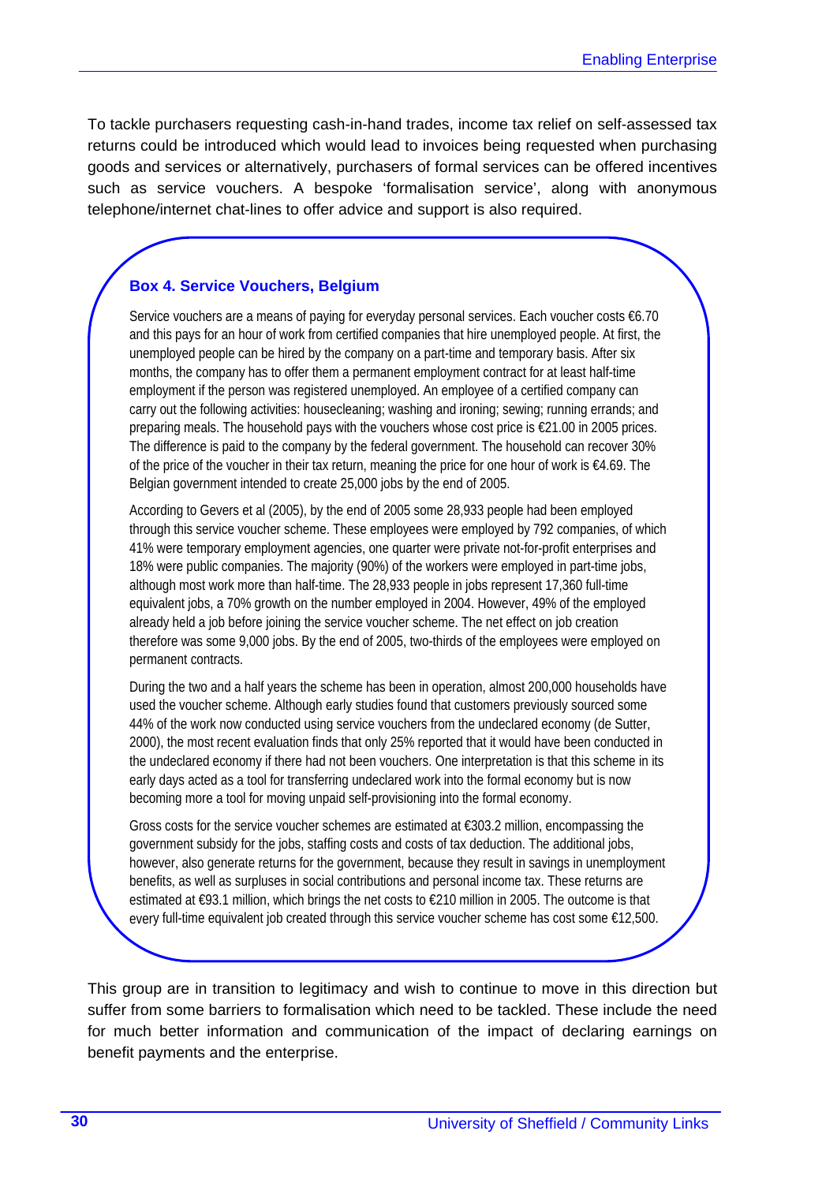To tackle purchasers requesting cash-in-hand trades, income tax relief on self-assessed tax returns could be introduced which would lead to invoices being requested when purchasing goods and services or alternatively, purchasers of formal services can be offered incentives such as service vouchers. A bespoke 'formalisation service', along with anonymous telephone/internet chat-lines to offer advice and support is also required.

### Box 4. Service Vouchers, Belgium

Service vouchers are a means of paying for everyday personal services. Each voucher costs €6.70 and this pays for an hour of work from certified companies that hire unemployed people. At first, the unemployed people can be hired by the company on a part-time and temporary basis. After six months, the company has to offer them a permanent employment contract for at least half-time employment if the person was registered unemployed. An employee of a certified company can carry out the following activities: housecleaning; washing and ironing; sewing; running errands; and preparing meals. The household pays with the vouchers whose cost price is €21.00 in 2005 prices. The difference is paid to the company by the federal government. The household can recover 30% of the price of the voucher in their tax return, meaning the price for one hour of work is €4.69. The Belgian government intended to create 25,000 jobs by the end of 2005.

According to Gevers et al (2005), by the end of 2005 some 28,933 people had been employed through this service voucher scheme. These employees were employed by 792 companies, of which 41% were temporary employment agencies, one quarter were private not-for-profit enterprises and 18% were public companies. The majority (90%) of the workers were employed in part-time jobs, although most work more than half-time. The 28,933 people in jobs represent 17,360 full-time equivalent jobs, a 70% growth on the number employed in 2004. However, 49% of the employed already held a job before joining the service voucher scheme. The net effect on job creation therefore was some 9,000 jobs. By the end of 2005, two-thirds of the employees were employed on permanent contracts.

During the two and a half years the scheme has been in operation, almost 200,000 households have used the voucher scheme. Although early studies found that customers previously sourced some 44% of the work now conducted using service vouchers from the undeclared economy (de Sutter, 2000), the most recent evaluation finds that only 25% reported that it would have been conducted in the undeclared economy if there had not been vouchers. One interpretation is that this scheme in its early days acted as a tool for transferring undeclared work into the formal economy but is now becoming more a tool for moving unpaid self-provisioning into the formal economy.

Gross costs for the service voucher schemes are estimated at €303.2 million, encompassing the government subsidy for the jobs, staffing costs and costs of tax deduction. The additional jobs, however, also generate returns for the government, because they result in savings in unemployment benefits, as well as surpluses in social contributions and personal income tax. These returns are estimated at €93.1 million, which brings the net costs to €210 million in 2005. The outcome is that every full-time equivalent job created through this service voucher scheme has cost some €12,500.

This group are in transition to legitimacy and wish to continue to move in this direction but suffer from some barriers to formalisation which need to be tackled. These include the need for much better information and communication of the impact of declaring earnings on benefit payments and the enterprise.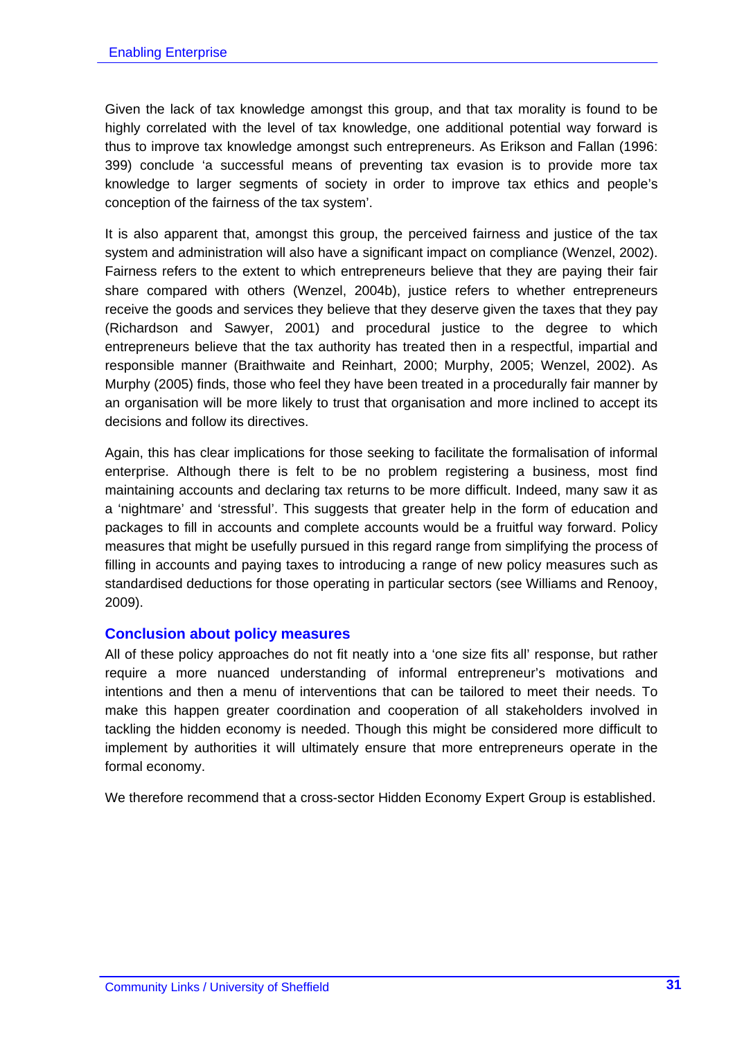Given the lack of tax knowledge amongst this group, and that tax morality is found to be highly correlated with the level of tax knowledge, one additional potential way forward is thus to improve tax knowledge amongst such entrepreneurs. As Erikson and Fallan (1996: 399) conclude 'a successful means of preventing tax evasion is to provide more tax knowledge to larger segments of society in order to improve tax ethics and people's conception of the fairness of the tax system'.

It is also apparent that, amongst this group, the perceived fairness and justice of the tax system and administration will also have a significant impact on compliance (Wenzel, 2002). Fairness refers to the extent to which entrepreneurs believe that they are paying their fair share compared with others (Wenzel, 2004b), justice refers to whether entrepreneurs receive the goods and services they believe that they deserve given the taxes that they pay (Richardson and Sawyer, 2001) and procedural justice to the degree to which entrepreneurs believe that the tax authority has treated then in a respectful, impartial and responsible manner (Braithwaite and Reinhart, 2000; Murphy, 2005; Wenzel, 2002). As Murphy (2005) finds, those who feel they have been treated in a procedurally fair manner by an organisation will be more likely to trust that organisation and more inclined to accept its decisions and follow its directives.

Again, this has clear implications for those seeking to facilitate the formalisation of informal enterprise. Although there is felt to be no problem registering a business, most find maintaining accounts and declaring tax returns to be more difficult. Indeed, many saw it as a 'nightmare' and 'stressful'. This suggests that greater help in the form of education and packages to fill in accounts and complete accounts would be a fruitful way forward. Policy measures that might be usefully pursued in this regard range from simplifying the process of filling in accounts and paying taxes to introducing a range of new policy measures such as standardised deductions for those operating in particular sectors (see Williams and Renooy, 2009).

### Conclusion about policy measures

All of these policy approaches do not fit neatly into a 'one size fits all' response, but rather require a more nuanced understanding of informal entrepreneur's motivations and intentions and then a menu of interventions that can be tailored to meet their needs. To make this happen greater coordination and cooperation of all stakeholders involved in tackling the hidden economy is needed. Though this might be considered more difficult to implement by authorities it will ultimately ensure that more entrepreneurs operate in the formal economy.

We therefore recommend that a cross-sector Hidden Economy Expert Group is established.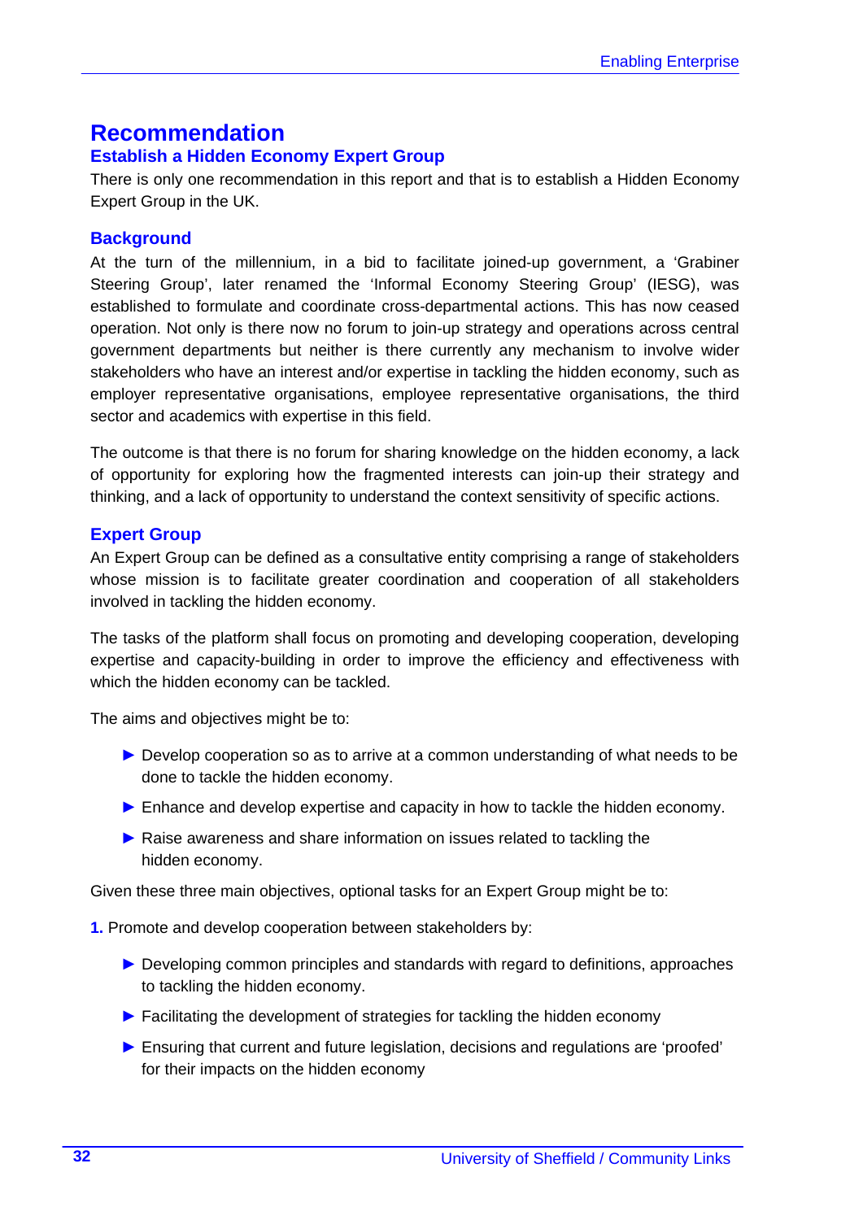# Recommendation

## Establish a Hidden Economy Expert Group

There is only one recommendation in this report and that is to establish a Hidden Economy Expert Group in the UK.

### Background

At the turn of the millennium, in a bid to facilitate joined-up government, a 'Grabiner Steering Group', later renamed the 'Informal Economy Steering Group' (IESG), was established to formulate and coordinate cross-departmental actions. This has now ceased operation. Not only is there now no forum to join-up strategy and operations across central government departments but neither is there currently any mechanism to involve wider stakeholders who have an interest and/or expertise in tackling the hidden economy, such as employer representative organisations, employee representative organisations, the third sector and academics with expertise in this field.

The outcome is that there is no forum for sharing knowledge on the hidden economy, a lack of opportunity for exploring how the fragmented interests can join-up their strategy and thinking, and a lack of opportunity to understand the context sensitivity of specific actions.

### Expert Group

An Expert Group can be defined as a consultative entity comprising a range of stakeholders whose mission is to facilitate greater coordination and cooperation of all stakeholders involved in tackling the hidden economy.

The tasks of the platform shall focus on promoting and developing cooperation, developing expertise and capacity-building in order to improve the efficiency and effectiveness with which the hidden economy can be tackled.

The aims and objectives might be to:

- Develop cooperation so as to arrive at a common understanding of what needs to be done to tackle the hidden economy.
- Enhance and develop expertise and capacity in how to tackle the hidden economy.
- Raise awareness and share information on issues related to tackling the hidden economy.

Given these three main objectives, optional tasks for an Expert Group might be to:

**1.** Promote and develop cooperation between stakeholders by:

- Developing common principles and standards with regard to definitions, approaches to tackling the hidden economy.
- Facilitating the development of strategies for tackling the hidden economy
- Ensuring that current and future legislation, decisions and regulations are 'proofed' for their impacts on the hidden economy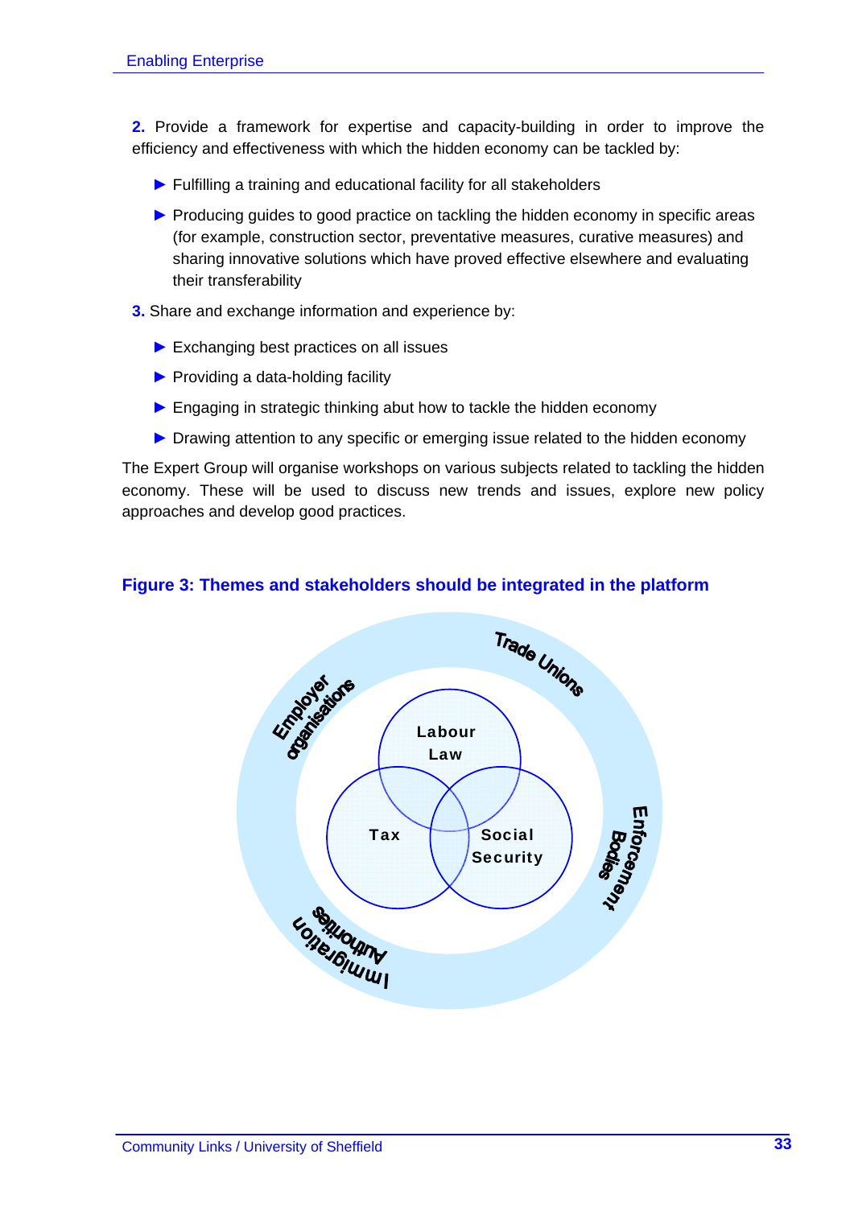**2.** Provide a framework for expertise and capacity-building in order to improve the efficiency and effectiveness with which the hidden economy can be tackled by:

- ► Fulfilling a training and educational facility for all stakeholders
- ► Producing guides to good practice on tackling the hidden economy in specific areas (for example, construction sector, preventative measures, curative measures) and sharing innovative solutions which have proved effective elsewhere and evaluating their transferability

**3.** Share and exchange information and experience by:

- ► Exchanging best practices on all issues
- ► Providing a data-holding facility
- ► Engaging in strategic thinking abut how to tackle the hidden economy
- ► Drawing attention to any specific or emerging issue related to the hidden economy

The Expert Group will organise workshops on various subjects related to tackling the hidden economy. These will be used to discuss new trends and issues, explore new policy approaches and develop good practices.

**Figure 3: Themes and stakeholders should be integrated in the platform**

Employer organisations

Trade Unions

Labour Law

Tax

Social Security

Enforcement Bodies

Immigration Authorities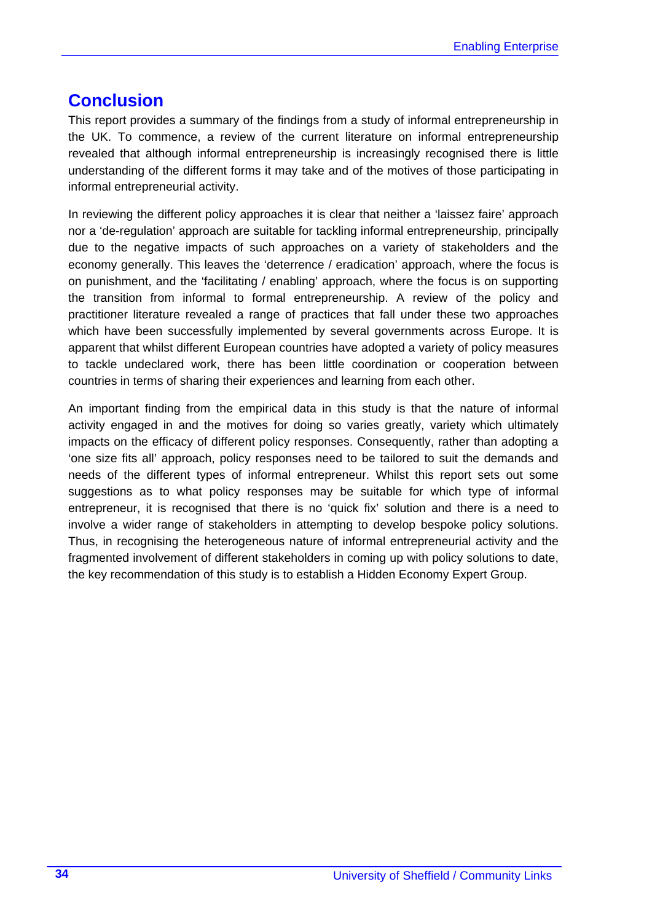# Conclusion

This report provides a summary of the findings from a study of informal entrepreneurship in the UK. To commence, a review of the current literature on informal entrepreneurship revealed that although informal entrepreneurship is increasingly recognised there is little understanding of the different forms it may take and of the motives of those participating in informal entrepreneurial activity.

In reviewing the different policy approaches it is clear that neither a 'laissez faire' approach nor a 'de-regulation' approach are suitable for tackling informal entrepreneurship, principally due to the negative impacts of such approaches on a variety of stakeholders and the economy generally. This leaves the 'deterrence / eradication' approach, where the focus is on punishment, and the 'facilitating / enabling' approach, where the focus is on supporting the transition from informal to formal entrepreneurship. A review of the policy and practitioner literature revealed a range of practices that fall under these two approaches which have been successfully implemented by several governments across Europe. It is apparent that whilst different European countries have adopted a variety of policy measures to tackle undeclared work, there has been little coordination or cooperation between countries in terms of sharing their experiences and learning from each other.

An important finding from the empirical data in this study is that the nature of informal activity engaged in and the motives for doing so varies greatly, variety which ultimately impacts on the efficacy of different policy responses. Consequently, rather than adopting a 'one size fits all' approach, policy responses need to be tailored to suit the demands and needs of the different types of informal entrepreneur. Whilst this report sets out some suggestions as to what policy responses may be suitable for which type of informal entrepreneur, it is recognised that there is no 'quick fix' solution and there is a need to involve a wider range of stakeholders in attempting to develop bespoke policy solutions. Thus, in recognising the heterogeneous nature of informal entrepreneurial activity and the fragmented involvement of different stakeholders in coming up with policy solutions to date, the key recommendation of this study is to establish a Hidden Economy Expert Group.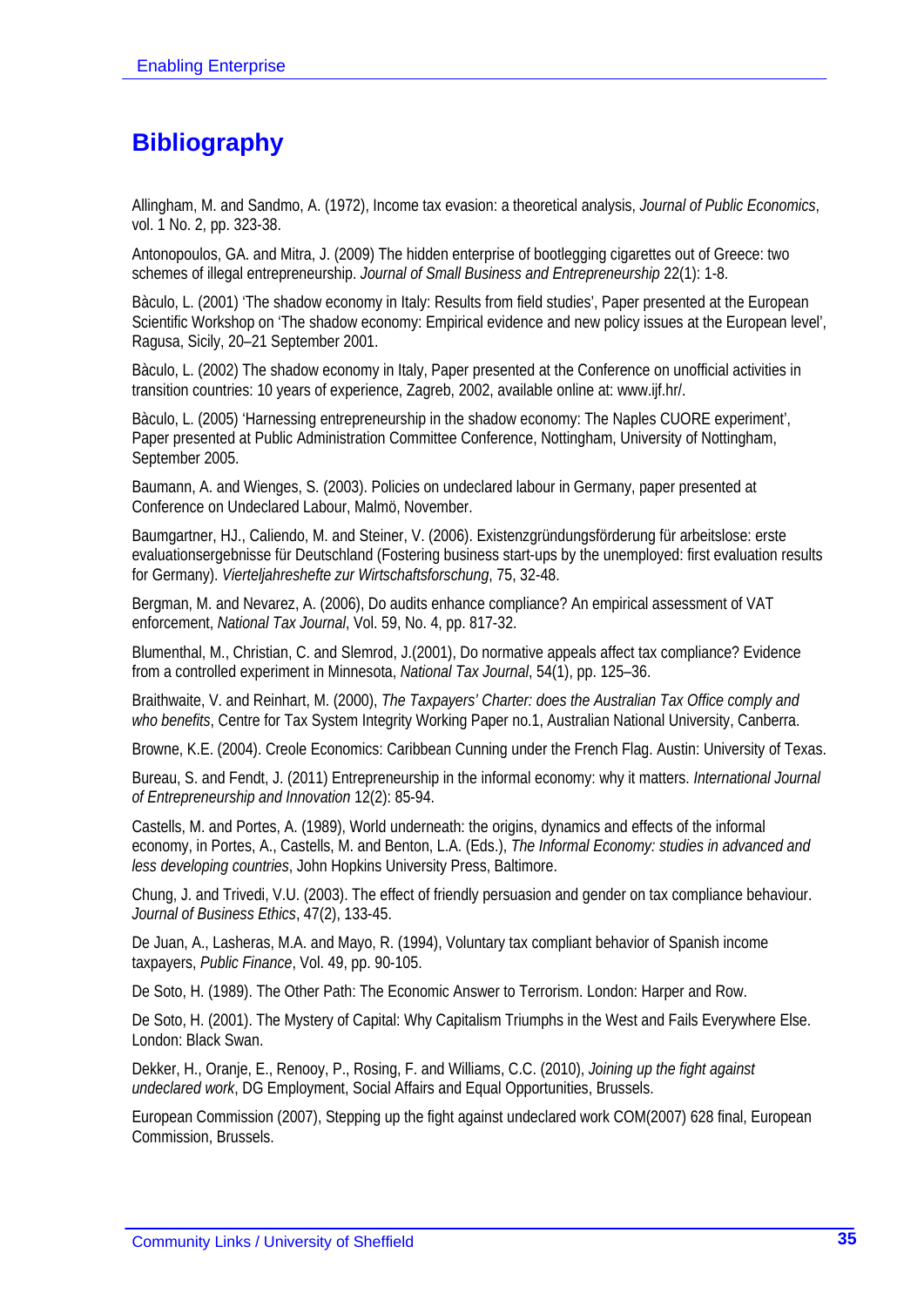# Bibliography

Allingham, M. and Sandmo, A. (1972), Income tax evasion: a theoretical analysis, *Journal of Public Economics*, vol. 1 No. 2, pp. 323-38.

Antonopoulos, GA. and Mitra, J. (2009) The hidden enterprise of bootlegging cigarettes out of Greece: two schemes of illegal entrepreneurship. *Journal of Small Business and Entrepreneurship* 22(1): 1-8.

Bàculo, L. (2001) 'The shadow economy in Italy: Results from field studies', Paper presented at the European Scientific Workshop on 'The shadow economy: Empirical evidence and new policy issues at the European level', Ragusa, Sicily, 20–21 September 2001.

Bàculo, L. (2002) The shadow economy in Italy, Paper presented at the Conference on unofficial activities in transition countries: 10 years of experience, Zagreb, 2002, available online at: www.ijf.hr/.

Bàculo, L. (2005) 'Harnessing entrepreneurship in the shadow economy: The Naples CUORE experiment', Paper presented at Public Administration Committee Conference, Nottingham, University of Nottingham, September 2005.

Baumann, A. and Wienges, S. (2003). Policies on undeclared labour in Germany, paper presented at Conference on Undeclared Labour, Malmö, November.

Baumgartner, HJ., Caliendo, M. and Steiner, V. (2006). Existenzgründungsförderung für arbeitslose: erste evaluationsergebnisse für Deutschland (Fostering business start-ups by the unemployed: first evaluation results for Germany). *Vierteljahreshefte zur Wirtschaftsforschung*, 75, 32-48.

Bergman, M. and Nevarez, A. (2006), Do audits enhance compliance? An empirical assessment of VAT enforcement, *National Tax Journal*, Vol. 59, No. 4, pp. 817-32.

Blumenthal, M., Christian, C. and Slemrod, J.(2001), Do normative appeals affect tax compliance? Evidence from a controlled experiment in Minnesota, *National Tax Journal*, 54(1), pp. 125–36.

Braithwaite, V. and Reinhart, M. (2000), *The Taxpayers' Charter: does the Australian Tax Office comply and who benefits*, Centre for Tax System Integrity Working Paper no.1, Australian National University, Canberra.

Browne, K.E. (2004). Creole Economics: Caribbean Cunning under the French Flag. Austin: University of Texas.

Bureau, S. and Fendt, J. (2011) Entrepreneurship in the informal economy: why it matters. *International Journal of Entrepreneurship and Innovation* 12(2): 85-94.

Castells, M. and Portes, A. (1989), World underneath: the origins, dynamics and effects of the informal economy, in Portes, A., Castells, M. and Benton, L.A. (Eds.), *The Informal Economy: studies in advanced and less developing countries*, John Hopkins University Press, Baltimore.

Chung, J. and Trivedi, V.U. (2003). The effect of friendly persuasion and gender on tax compliance behaviour. *Journal of Business Ethics*, 47(2), 133-45.

De Juan, A., Lasheras, M.A. and Mayo, R. (1994), Voluntary tax compliant behavior of Spanish income taxpayers, *Public Finance*, Vol. 49, pp. 90-105.

De Soto, H. (1989). The Other Path: The Economic Answer to Terrorism. London: Harper and Row.

De Soto, H. (2001). The Mystery of Capital: Why Capitalism Triumphs in the West and Fails Everywhere Else. London: Black Swan.

Dekker, H., Oranje, E., Renooy, P., Rosing, F. and Williams, C.C. (2010), *Joining up the fight against undeclared work*, DG Employment, Social Affairs and Equal Opportunities, Brussels.

European Commission (2007), Stepping up the fight against undeclared work COM(2007) 628 final, European Commission, Brussels.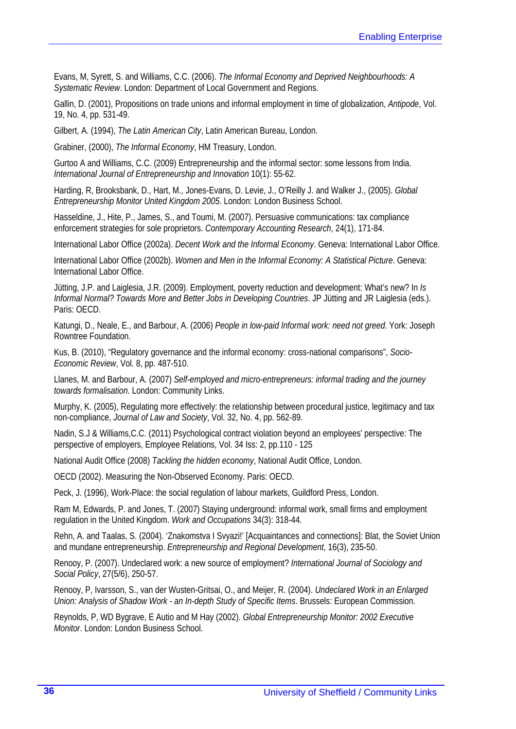Evans, M, Syrett, S. and Williams, C.C. (2006). *The Informal Economy and Deprived Neighbourhoods: A Systematic Review*. London: Department of Local Government and Regions.

Gallin, D. (2001), Propositions on trade unions and informal employment in time of globalization, *Antipode*, Vol. 19, No. 4, pp. 531-49.

Gilbert, A. (1994), *The Latin American City*, Latin American Bureau, London.

Grabiner, (2000), *The Informal Economy*, HM Treasury, London.

Gurtoo A and Williams, C.C. (2009) Entrepreneurship and the informal sector: some lessons from India. *International Journal of Entrepreneurship and Innovation* 10(1): 55-62.

Harding, R, Brooksbank, D., Hart, M., Jones-Evans, D. Levie, J., O'Reilly J. and Walker J., (2005). *Global Entrepreneurship Monitor United Kingdom 2005*. London: London Business School.

Hasseldine, J., Hite, P., James, S., and Toumi, M. (2007). Persuasive communications: tax compliance enforcement strategies for sole proprietors. *Contemporary Accounting Research*, 24(1), 171-84.

International Labor Office (2002a). *Decent Work and the Informal Economy*. Geneva: International Labor Office.

International Labor Office (2002b). *Women and Men in the Informal Economy: A Statistical Picture*. Geneva: International Labor Office.

Jütting, J.P. and Laiglesia, J.R. (2009). Employment, poverty reduction and development: What's new? In *Is Informal Normal? Towards More and Better Jobs in Developing Countries*. JP Jütting and JR Laiglesia (eds.). Paris: OECD.

Katungi, D., Neale, E., and Barbour, A. (2006) *People in low-paid Informal work: need not greed.* York: Joseph Rowntree Foundation.

Kus, B. (2010), "Regulatory governance and the informal economy: cross-national comparisons", *Socio-Economic Review*, Vol. 8, pp. 487-510.

Llanes, M. and Barbour, A. (2007) *Self-employed and micro-entrepreneurs: informal trading and the journey towards formalisation*. London: Community Links.

Murphy, K. (2005), Regulating more effectively: the relationship between procedural justice, legitimacy and tax non-compliance, *Journal of Law and Society*, Vol. 32, No. 4, pp. 562-89.

Nadin, S.J & Williams,C.C. (2011) Psychological contract violation beyond an employees' perspective: The perspective of employers, Employee Relations, Vol. 34 Iss: 2, pp.110 - 125

National Audit Office (2008) *Tackling the hidden economy*, National Audit Office, London.

OECD (2002). Measuring the Non-Observed Economy. Paris: OECD.

Peck, J. (1996), Work-Place: the social regulation of labour markets, Guildford Press, London.

Ram M, Edwards, P. and Jones, T. (2007) Staying underground: informal work, small firms and employment regulation in the United Kingdom. *Work and Occupations* 34(3): 318-44.

Rehn, A. and Taalas, S. (2004). 'Znakomstva I Svyazi!' [Acquaintances and connections]: Blat, the Soviet Union and mundane entrepreneurship. *Entrepreneurship and Regional Development*, 16(3), 235-50.

Renooy, P. (2007). Undeclared work: a new source of employment? *International Journal of Sociology and Social Policy*, 27(5/6), 250-57.

Renooy, P, Ivarsson, S., van der Wusten-Gritsai, O., and Meijer, R. (2004). *Undeclared Work in an Enlarged Union: Analysis of Shadow Work - an In-depth Study of Specific Items*. Brussels: European Commission.

Reynolds, P, WD Bygrave, E Autio and M Hay (2002). *Global Entrepreneurship Monitor: 2002 Executive Monitor*. London: London Business School.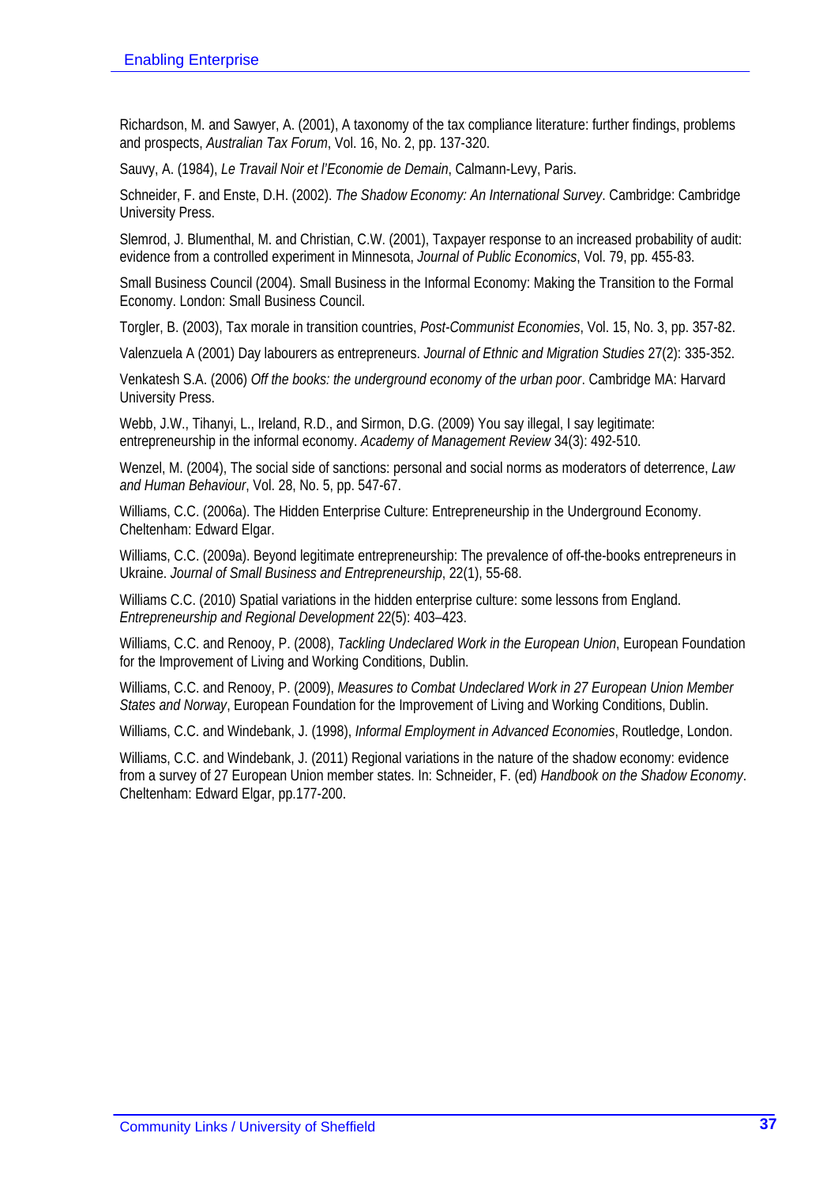Richardson, M. and Sawyer, A. (2001), A taxonomy of the tax compliance literature: further findings, problems and prospects, *Australian Tax Forum*, Vol. 16, No. 2, pp. 137-320.

Sauvy, A. (1984), *Le Travail Noir et l'Economie de Demain*, Calmann-Levy, Paris.

Schneider, F. and Enste, D.H. (2002). *The Shadow Economy: An International Survey*. Cambridge: Cambridge University Press.

Slemrod, J. Blumenthal, M. and Christian, C.W. (2001), Taxpayer response to an increased probability of audit: evidence from a controlled experiment in Minnesota, *Journal of Public Economics*, Vol. 79, pp. 455-83.

Small Business Council (2004). Small Business in the Informal Economy: Making the Transition to the Formal Economy. London: Small Business Council.

Torgler, B. (2003), Tax morale in transition countries, *Post-Communist Economies*, Vol. 15, No. 3, pp. 357-82.

Valenzuela A (2001) Day labourers as entrepreneurs. *Journal of Ethnic and Migration Studies* 27(2): 335-352.

Venkatesh S.A. (2006) *Off the books: the underground economy of the urban poor*. Cambridge MA: Harvard University Press.

Webb, J.W., Tihanyi, L., Ireland, R.D., and Sirmon, D.G. (2009) You say illegal, I say legitimate: entrepreneurship in the informal economy. *Academy of Management Review* 34(3): 492-510.

Wenzel, M. (2004), The social side of sanctions: personal and social norms as moderators of deterrence, *Law and Human Behaviour*, Vol. 28, No. 5, pp. 547-67.

Williams, C.C. (2006a). The Hidden Enterprise Culture: Entrepreneurship in the Underground Economy. Cheltenham: Edward Elgar.

Williams, C.C. (2009a). Beyond legitimate entrepreneurship: The prevalence of off-the-books entrepreneurs in Ukraine. *Journal of Small Business and Entrepreneurship*, 22(1), 55-68.

Williams C.C. (2010) Spatial variations in the hidden enterprise culture: some lessons from England. *Entrepreneurship and Regional Development* 22(5): 403–423.

Williams, C.C. and Renooy, P. (2008), *Tackling Undeclared Work in the European Union*, European Foundation for the Improvement of Living and Working Conditions, Dublin.

Williams, C.C. and Renooy, P. (2009), *Measures to Combat Undeclared Work in 27 European Union Member States and Norway*, European Foundation for the Improvement of Living and Working Conditions, Dublin.

Williams, C.C. and Windebank, J. (1998), *Informal Employment in Advanced Economies*, Routledge, London.

Williams, C.C. and Windebank, J. (2011) Regional variations in the nature of the shadow economy: evidence from a survey of 27 European Union member states. In: Schneider, F. (ed) *Handbook on the Shadow Economy*. Cheltenham: Edward Elgar, pp.177-200.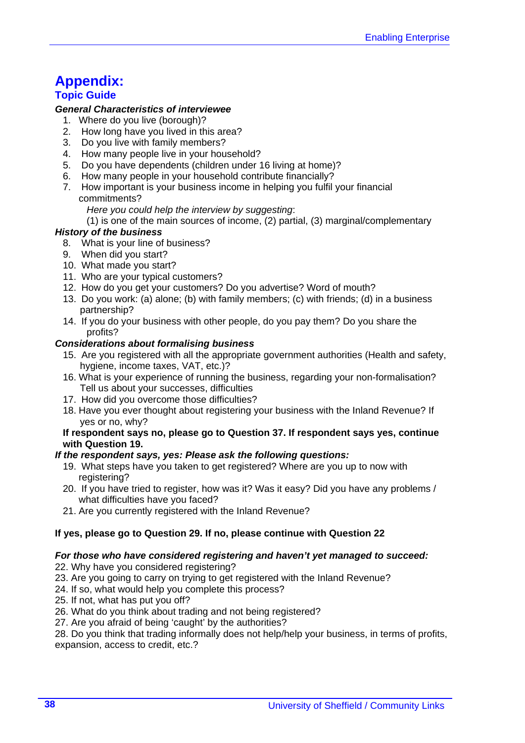# Appendix:

## Topic Guide

***General Characteristics of interviewee***

1. Where do you live (borough)?
2. How long have you lived in this area?
3. Do you live with family members?
4. How many people live in your household?
5. Do you have dependents (children under 16 living at home)?
6. How many people in your household contribute financially?
7. How important is your business income in helping you fulfil your financial commitments?

   *Here you could help the interview by suggesting*:

   (1) is one of the main sources of income, (2) partial, (3) marginal/complementary

***History of the business***

8. What is your line of business?
9. When did you start?
10. What made you start?
11. Who are your typical customers?
12. How do you get your customers? Do you advertise? Word of mouth?
13. Do you work: (a) alone; (b) with family members; (c) with friends; (d) in a business partnership?
14. If you do your business with other people, do you pay them? Do you share the profits?

***Considerations about formalising business***

15. Are you registered with all the appropriate government authorities (Health and safety, hygiene, income taxes, VAT, etc.)?
16. What is your experience of running the business, regarding your non-formalisation? Tell us about your successes, difficulties
17. How did you overcome those difficulties?
18. Have you ever thought about registering your business with the Inland Revenue? If yes or no, why?

**If respondent says no, please go to Question 37. If respondent says yes, continue with Question 19.**

***If the respondent says, yes: Please ask the following questions:***

19. What steps have you taken to get registered? Where are you up to now with registering?
20. If you have tried to register, how was it? Was it easy? Did you have any problems / what difficulties have you faced?
21. Are you currently registered with the Inland Revenue?

**If yes, please go to Question 29. If no, please continue with Question 22**

***For those who have considered registering and haven't yet managed to succeed:***

22. Why have you considered registering?
23. Are you going to carry on trying to get registered with the Inland Revenue?
24. If so, what would help you complete this process?
25. If not, what has put you off?
26. What do you think about trading and not being registered?
27. Are you afraid of being 'caught' by the authorities?
28. Do you think that trading informally does not help/help your business, in terms of profits, expansion, access to credit, etc.?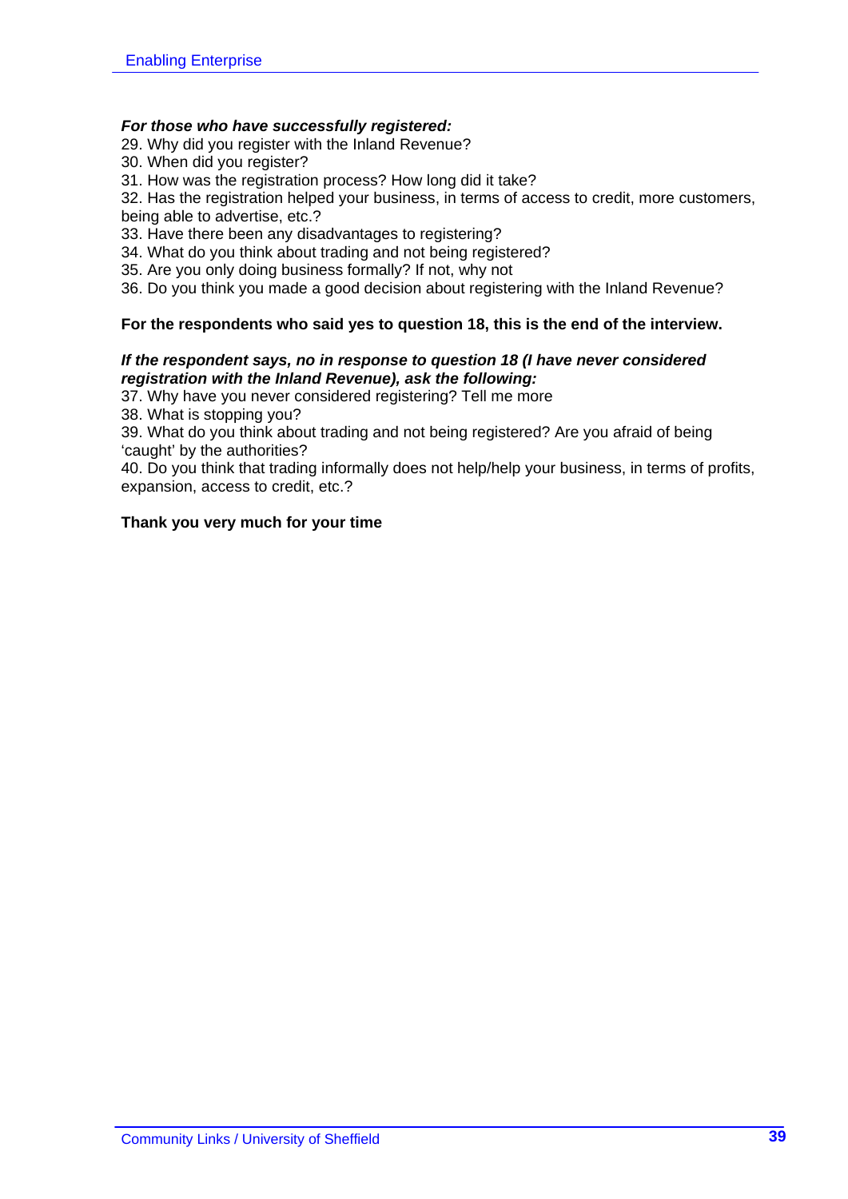***For those who have successfully registered:***

29. Why did you register with the Inland Revenue?
30. When did you register?
31. How was the registration process? How long did it take?
32. Has the registration helped your business, in terms of access to credit, more customers, being able to advertise, etc.?
33. Have there been any disadvantages to registering?
34. What do you think about trading and not being registered?
35. Are you only doing business formally? If not, why not
36. Do you think you made a good decision about registering with the Inland Revenue?

**For the respondents who said yes to question 18, this is the end of the interview.**

***If the respondent says, no in response to question 18 (I have never considered registration with the Inland Revenue), ask the following:***

37. Why have you never considered registering? Tell me more
38. What is stopping you?
39. What do you think about trading and not being registered? Are you afraid of being 'caught' by the authorities?
40. Do you think that trading informally does not help/help your business, in terms of profits, expansion, access to credit, etc.?

**Thank you very much for your time**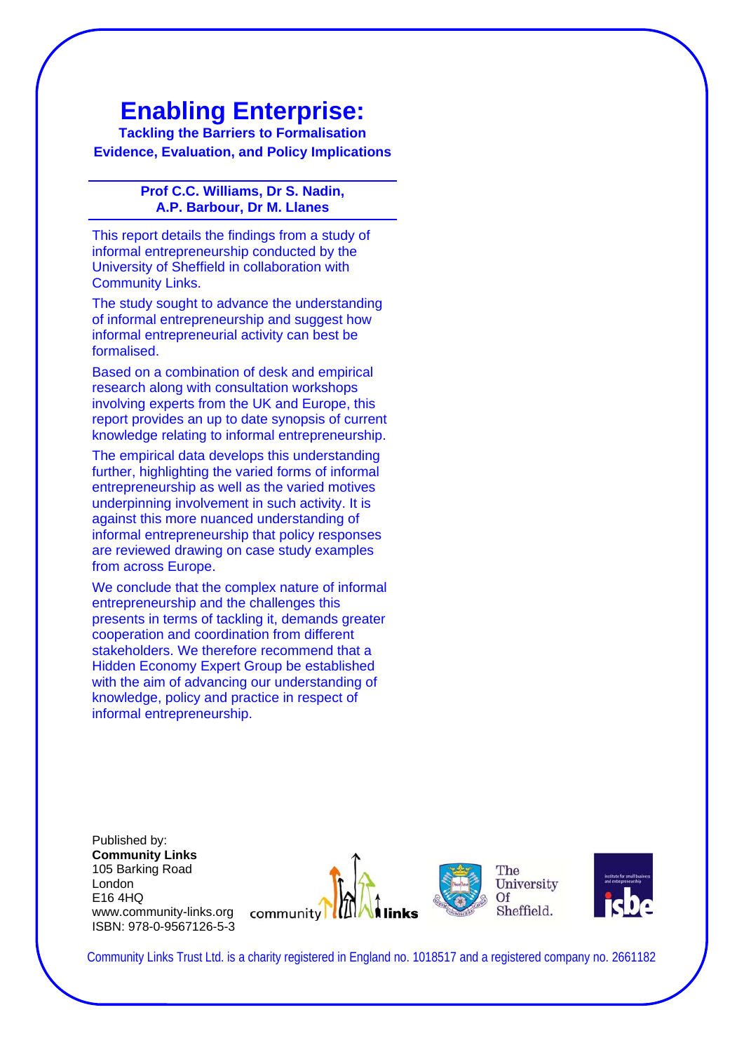# Enabling Enterprise:

**Tackling the Barriers to Formalisation**

**Evidence, Evaluation, and Policy Implications**

**Prof C.C. Williams, Dr S. Nadin, A.P. Barbour, Dr M. Llanes**

This report details the findings from a study of informal entrepreneurship conducted by the University of Sheffield in collaboration with Community Links.

The study sought to advance the understanding of informal entrepreneurship and suggest how informal entrepreneurial activity can best be formalised.

Based on a combination of desk and empirical research along with consultation workshops involving experts from the UK and Europe, this report provides an up to date synopsis of current knowledge relating to informal entrepreneurship.

The empirical data develops this understanding further, highlighting the varied forms of informal entrepreneurship as well as the varied motives underpinning involvement in such activity. It is against this more nuanced understanding of informal entrepreneurship that policy responses are reviewed drawing on case study examples from across Europe.

We conclude that the complex nature of informal entrepreneurship and the challenges this presents in terms of tackling it, demands greater cooperation and coordination from different stakeholders. We therefore recommend that a Hidden Economy Expert Group be established with the aim of advancing our understanding of knowledge, policy and practice in respect of informal entrepreneurship.

Published by:
**Community Links**
105 Barking Road
London
E16 4HQ
www.community-links.org
ISBN: 978-0-9567126-5-3

community links

The University Of Sheffield.

institute for small business and entrepreneurship
isbe

Community Links Trust Ltd. is a charity registered in England no. 1018517 and a registered company no. 2661182